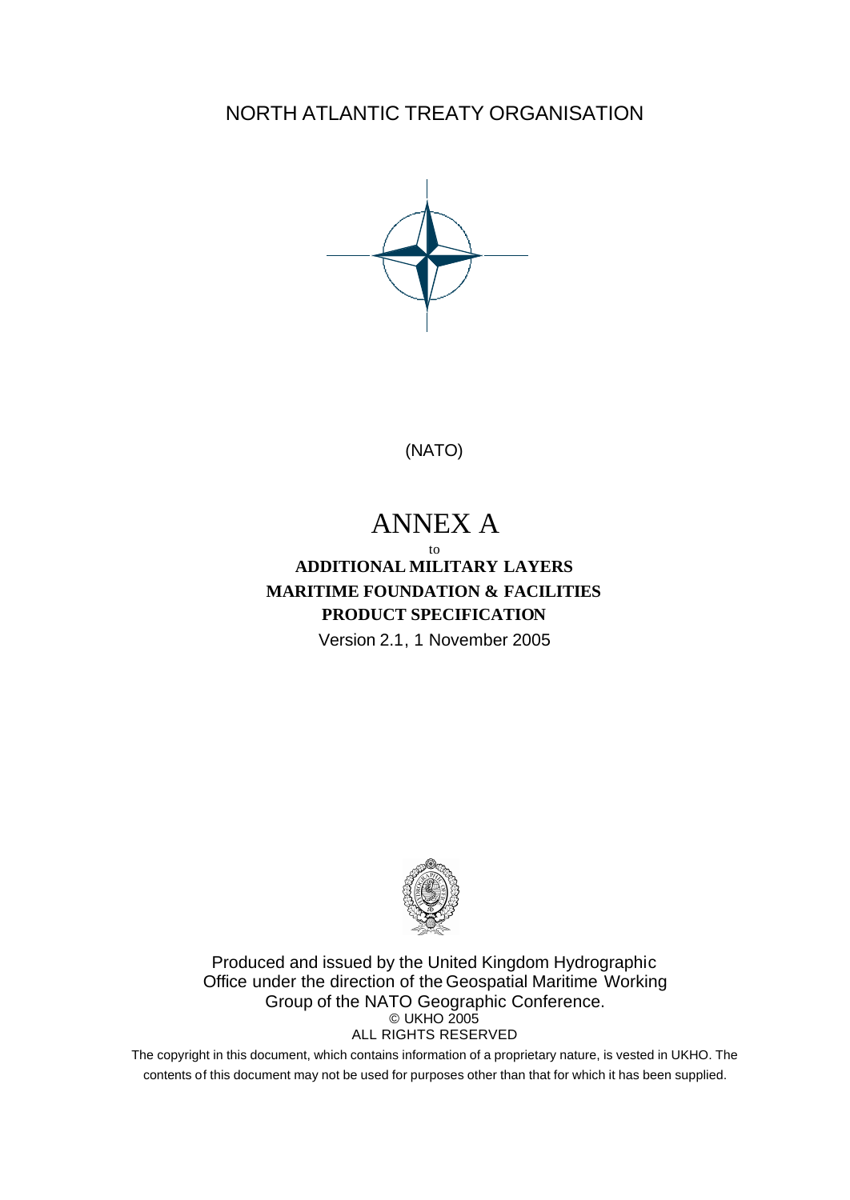NORTH ATLANTIC TREATY ORGANISATION

(NATO)

# ANNEX A

to

**ADDITIONAL MILITARY LAYERS**
**MARITIME FOUNDATION & FACILITIES**
**PRODUCT SPECIFICATION**

Version 2.1, 1 November 2005

Produced and issued by the United Kingdom Hydrographic Office under the direction of the Geospatial Maritime Working Group of the NATO Geographic Conference.

© UKHO 2005
ALL RIGHTS RESERVED

The copyright in this document, which contains information of a proprietary nature, is vested in UKHO. The contents of this document may not be used for purposes other than that for which it has been supplied.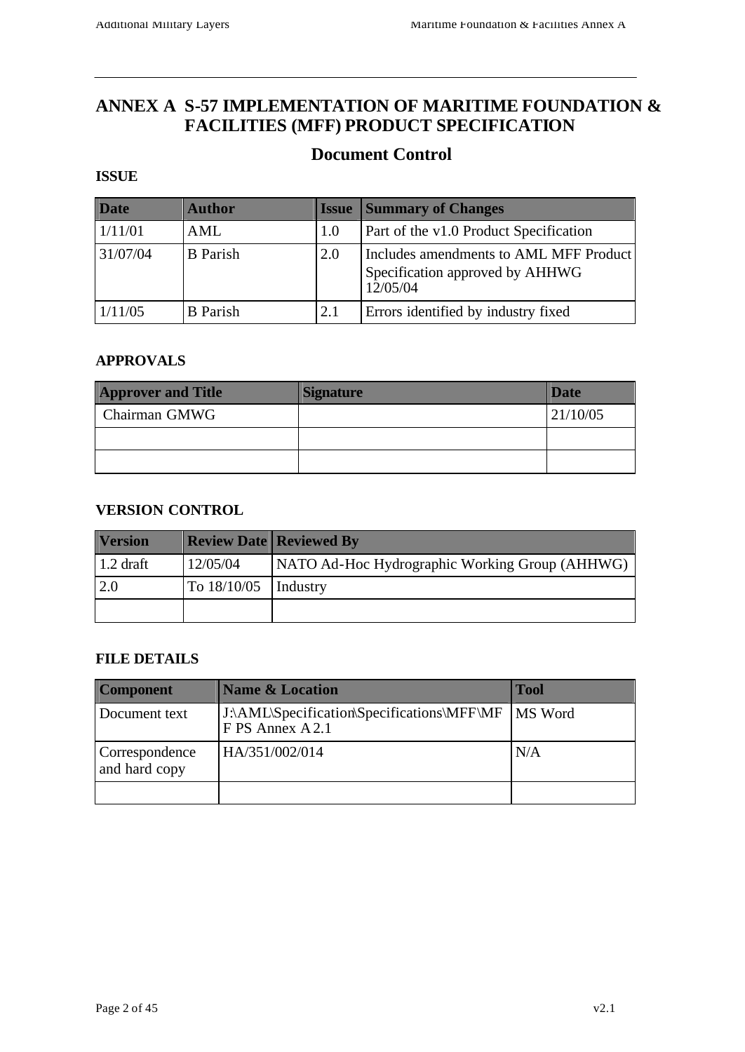# ANNEX A S-57 IMPLEMENTATION OF MARITIME FOUNDATION & FACILITIES (MFF) PRODUCT SPECIFICATION

## Document Control

### ISSUE

| Date | Author | Issue | Summary of Changes |
|---|---|---|---|
| 1/11/01 | AML | 1.0 | Part of the v1.0 Product Specification |
| 31/07/04 | B Parish | 2.0 | Includes amendments to AML MFF Product Specification approved by AHHWG 12/05/04 |
| 1/11/05 | B Parish | 2.1 | Errors identified by industry fixed |

### APPROVALS

| Approver and Title | Signature | Date |
|---|---|---|
| Chairman GMWG | | 21/10/05 |
| | | |
| | | |

### VERSION CONTROL

| Version | Review Date | Reviewed By |
|---|---|---|
| 1.2 draft | 12/05/04 | NATO Ad-Hoc Hydrographic Working Group (AHHWG) |
| 2.0 | To 18/10/05 | Industry |
| | | |

### FILE DETAILS

| Component | Name & Location | Tool |
|---|---|---|
| Document text | J:\AML\Specification\Specifications\MFF\MFF PS Annex A 2.1 | MS Word |
| Correspondence and hard copy | HA/351/002/014 | N/A |
| | | |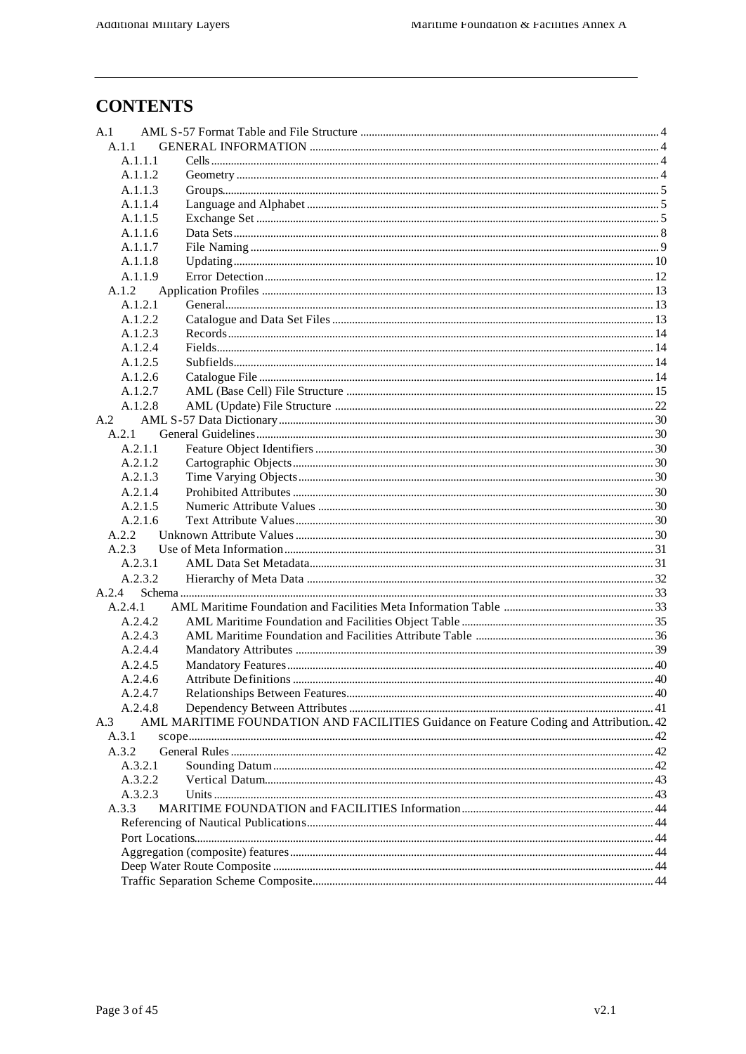# CONTENTS

- A.1 AML S-57 Format Table and File Structure ... 4
  - A.1.1 GENERAL INFORMATION ... 4
    - A.1.1.1 Cells ... 4
    - A.1.1.2 Geometry ... 4
    - A.1.1.3 Groups ... 5
    - A.1.1.4 Language and Alphabet ... 5
    - A.1.1.5 Exchange Set ... 5
    - A.1.1.6 Data Sets ... 8
    - A.1.1.7 File Naming ... 9
    - A.1.1.8 Updating ... 10
    - A.1.1.9 Error Detection ... 12
  - A.1.2 Application Profiles ... 13
    - A.1.2.1 General ... 13
    - A.1.2.2 Catalogue and Data Set Files ... 13
    - A.1.2.3 Records ... 14
    - A.1.2.4 Fields ... 14
    - A.1.2.5 Subfields ... 14
    - A.1.2.6 Catalogue File ... 14
    - A.1.2.7 AML (Base Cell) File Structure ... 15
    - A.1.2.8 AML (Update) File Structure ... 22
- A.2 AML S-57 Data Dictionary ... 30
  - A.2.1 General Guidelines ... 30
    - A.2.1.1 Feature Object Identifiers ... 30
    - A.2.1.2 Cartographic Objects ... 30
    - A.2.1.3 Time Varying Objects ... 30
    - A.2.1.4 Prohibited Attributes ... 30
    - A.2.1.5 Numeric Attribute Values ... 30
    - A.2.1.6 Text Attribute Values ... 30
  - A.2.2 Unknown Attribute Values ... 30
  - A.2.3 Use of Meta Information ... 31
    - A.2.3.1 AML Data Set Metadata ... 31
    - A.2.3.2 Hierarchy of Meta Data ... 32
- A.2.4 Schema ... 33
  - A.2.4.1 AML Maritime Foundation and Facilities Meta Information Table ... 33
    - A.2.4.2 AML Maritime Foundation and Facilities Object Table ... 35
    - A.2.4.3 AML Maritime Foundation and Facilities Attribute Table ... 36
    - A.2.4.4 Mandatory Attributes ... 39
    - A.2.4.5 Mandatory Features ... 40
    - A.2.4.6 Attribute Definitions ... 40
    - A.2.4.7 Relationships Between Features ... 40
    - A.2.4.8 Dependency Between Attributes ... 41
- A.3 AML MARITIME FOUNDATION AND FACILITIES Guidance on Feature Coding and Attribution ... 42
  - A.3.1 scope ... 42
  - A.3.2 General Rules ... 42
    - A.3.2.1 Sounding Datum ... 42
    - A.3.2.2 Vertical Datum ... 43
    - A.3.2.3 Units ... 43
  - A.3.3 MARITIME FOUNDATION and FACILITIES Information ... 44
    - Referencing of Nautical Publications ... 44
    - Port Locations ... 44
    - Aggregation (composite) features ... 44
    - Deep Water Route Composite ... 44
    - Traffic Separation Scheme Composite ... 44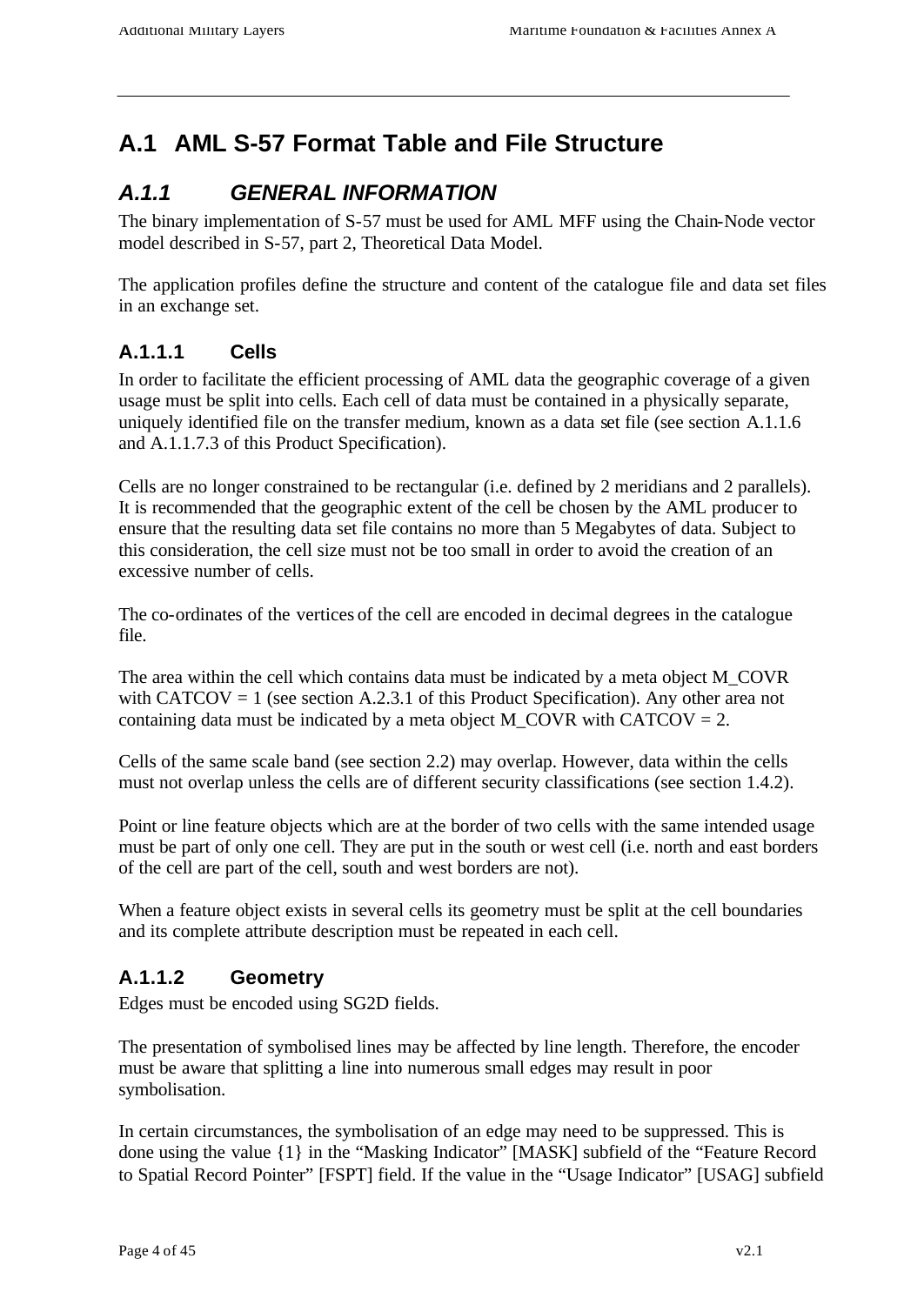# A.1 AML S-57 Format Table and File Structure

## *A.1.1 GENERAL INFORMATION*

The binary implementation of S-57 must be used for AML MFF using the Chain-Node vector model described in S-57, part 2, Theoretical Data Model.

The application profiles define the structure and content of the catalogue file and data set files in an exchange set.

### A.1.1.1 Cells

In order to facilitate the efficient processing of AML data the geographic coverage of a given usage must be split into cells. Each cell of data must be contained in a physically separate, uniquely identified file on the transfer medium, known as a data set file (see section A.1.1.6 and A.1.1.7.3 of this Product Specification).

Cells are no longer constrained to be rectangular (i.e. defined by 2 meridians and 2 parallels). It is recommended that the geographic extent of the cell be chosen by the AML producer to ensure that the resulting data set file contains no more than 5 Megabytes of data. Subject to this consideration, the cell size must not be too small in order to avoid the creation of an excessive number of cells.

The co-ordinates of the vertices of the cell are encoded in decimal degrees in the catalogue file.

The area within the cell which contains data must be indicated by a meta object M_COVR with CATCOV = 1 (see section A.2.3.1 of this Product Specification). Any other area not containing data must be indicated by a meta object M_COVR with CATCOV = 2.

Cells of the same scale band (see section 2.2) may overlap. However, data within the cells must not overlap unless the cells are of different security classifications (see section 1.4.2).

Point or line feature objects which are at the border of two cells with the same intended usage must be part of only one cell. They are put in the south or west cell (i.e. north and east borders of the cell are part of the cell, south and west borders are not).

When a feature object exists in several cells its geometry must be split at the cell boundaries and its complete attribute description must be repeated in each cell.

### A.1.1.2 Geometry

Edges must be encoded using SG2D fields.

The presentation of symbolised lines may be affected by line length. Therefore, the encoder must be aware that splitting a line into numerous small edges may result in poor symbolisation.

In certain circumstances, the symbolisation of an edge may need to be suppressed. This is done using the value {1} in the "Masking Indicator" [MASK] subfield of the "Feature Record to Spatial Record Pointer" [FSPT] field. If the value in the "Usage Indicator" [USAG] subfield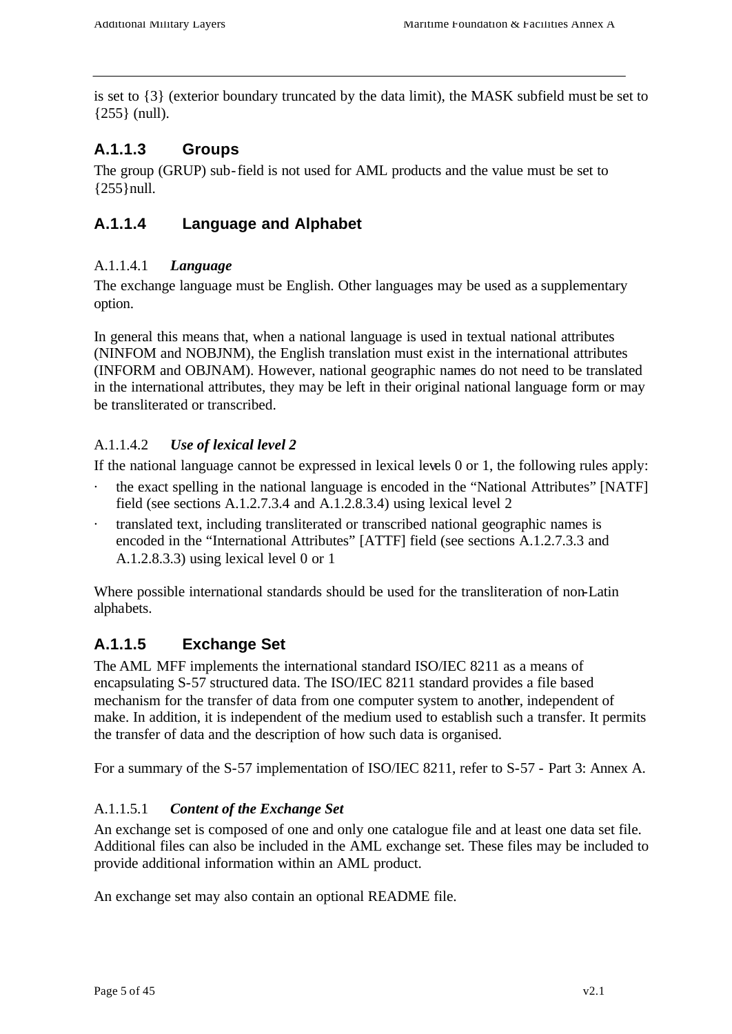is set to {3} (exterior boundary truncated by the data limit), the MASK subfield must be set to {255} (null).

### A.1.1.3 Groups

The group (GRUP) sub-field is not used for AML products and the value must be set to {255}null.

### A.1.1.4 Language and Alphabet

#### A.1.1.4.1 *Language*

The exchange language must be English. Other languages may be used as a supplementary option.

In general this means that, when a national language is used in textual national attributes (NINFOM and NOBJNM), the English translation must exist in the international attributes (INFORM and OBJNAM). However, national geographic names do not need to be translated in the international attributes, they may be left in their original national language form or may be transliterated or transcribed.

#### A.1.1.4.2 *Use of lexical level 2*

If the national language cannot be expressed in lexical levels 0 or 1, the following rules apply:

- the exact spelling in the national language is encoded in the "National Attributes" [NATF] field (see sections A.1.2.7.3.4 and A.1.2.8.3.4) using lexical level 2
- translated text, including transliterated or transcribed national geographic names is encoded in the "International Attributes" [ATTF] field (see sections A.1.2.7.3.3 and A.1.2.8.3.3) using lexical level 0 or 1

Where possible international standards should be used for the transliteration of non-Latin alphabets.

### A.1.1.5 Exchange Set

The AML MFF implements the international standard ISO/IEC 8211 as a means of encapsulating S-57 structured data. The ISO/IEC 8211 standard provides a file based mechanism for the transfer of data from one computer system to another, independent of make. In addition, it is independent of the medium used to establish such a transfer. It permits the transfer of data and the description of how such data is organised.

For a summary of the S-57 implementation of ISO/IEC 8211, refer to S-57 - Part 3: Annex A.

#### A.1.1.5.1 *Content of the Exchange Set*

An exchange set is composed of one and only one catalogue file and at least one data set file. Additional files can also be included in the AML exchange set. These files may be included to provide additional information within an AML product.

An exchange set may also contain an optional README file.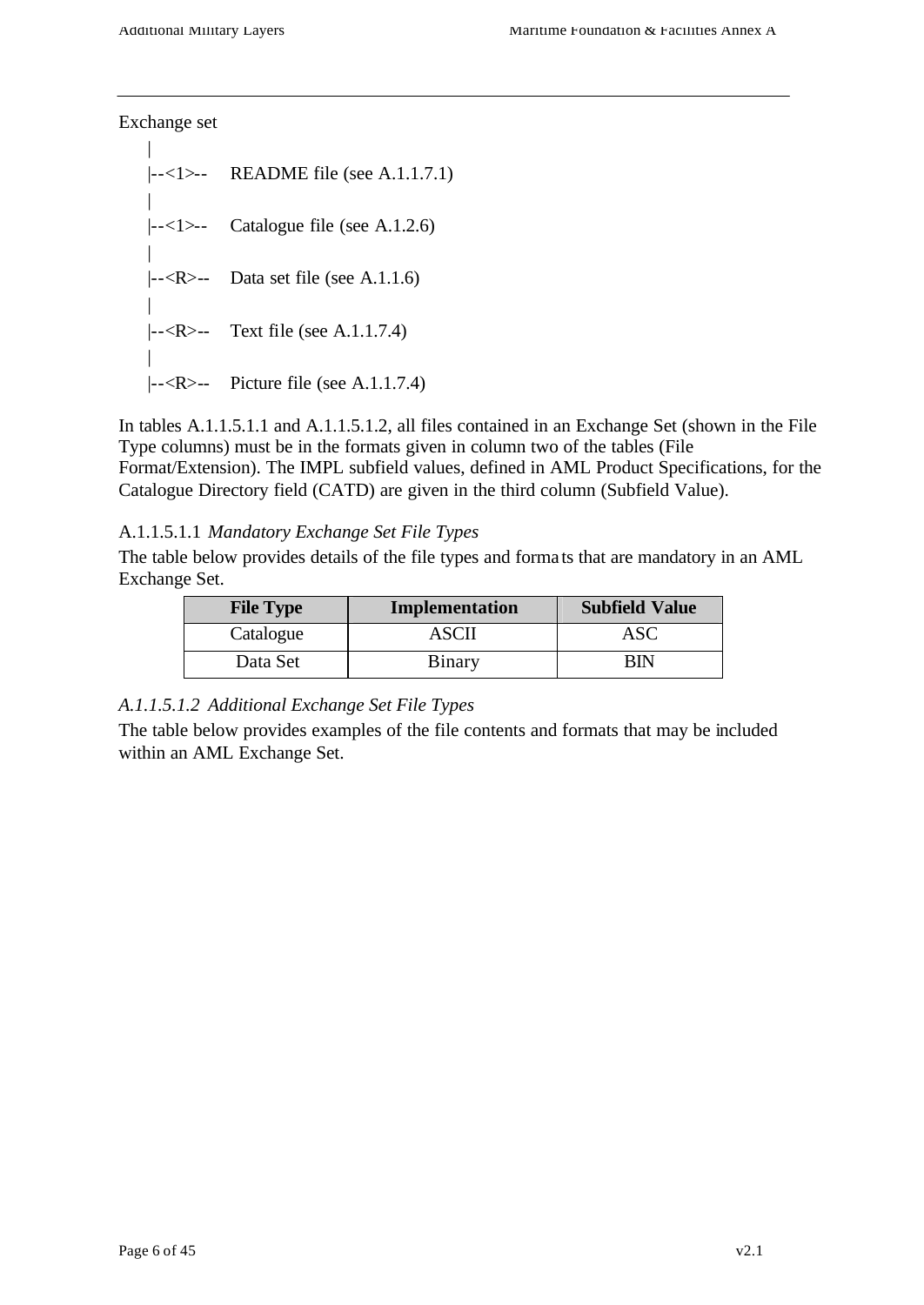Exchange set

```
|
|--<1>--   README file (see A.1.1.7.1)
|
|--<1>--   Catalogue file (see A.1.2.6)
|
|--<R>--   Data set file (see A.1.1.6)
|
|--<R>--   Text file (see A.1.1.7.4)
|
|--<R>--   Picture file (see A.1.1.7.4)
```

In tables A.1.1.5.1.1 and A.1.1.5.1.2, all files contained in an Exchange Set (shown in the File Type columns) must be in the formats given in column two of the tables (File Format/Extension). The IMPL subfield values, defined in AML Product Specifications, for the Catalogue Directory field (CATD) are given in the third column (Subfield Value).

A.1.1.5.1.1 *Mandatory Exchange Set File Types*

The table below provides details of the file types and formats that are mandatory in an AML Exchange Set.

| File Type | Implementation | Subfield Value |
|---|---|---|
| Catalogue | ASCII | ASC |
| Data Set | Binary | BIN |

*A.1.1.5.1.2 Additional Exchange Set File Types*

The table below provides examples of the file contents and formats that may be included within an AML Exchange Set.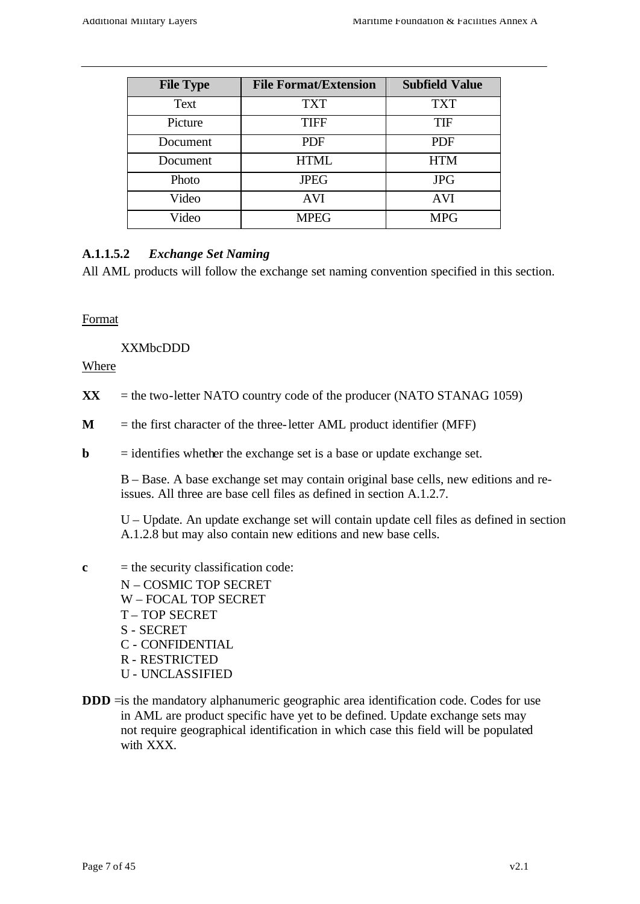| File Type | File Format/Extension | Subfield Value |
|---|---|---|
| Text | TXT | TXT |
| Picture | TIFF | TIF |
| Document | PDF | PDF |
| Document | HTML | HTM |
| Photo | JPEG | JPG |
| Video | AVI | AVI |
| Video | MPEG | MPG |

#### A.1.1.5.2 *Exchange Set Naming*

All AML products will follow the exchange set naming convention specified in this section.

<u>Format</u>

XXMbcDDD

<u>Where</u>

**XX** = the two-letter NATO country code of the producer (NATO STANAG 1059)

**M** = the first character of the three-letter AML product identifier (MFF)

**b** = identifies whether the exchange set is a base or update exchange set.

B – Base. A base exchange set may contain original base cells, new editions and re-issues. All three are base cell files as defined in section A.1.2.7.

U – Update. An update exchange set will contain update cell files as defined in section A.1.2.8 but may also contain new editions and new base cells.

**c** = the security classification code:

N – COSMIC TOP SECRET
W – FOCAL TOP SECRET
T – TOP SECRET
S - SECRET
C - CONFIDENTIAL
R - RESTRICTED
U - UNCLASSIFIED

**DDD** =is the mandatory alphanumeric geographic area identification code. Codes for use in AML are product specific have yet to be defined. Update exchange sets may not require geographical identification in which case this field will be populated with XXX.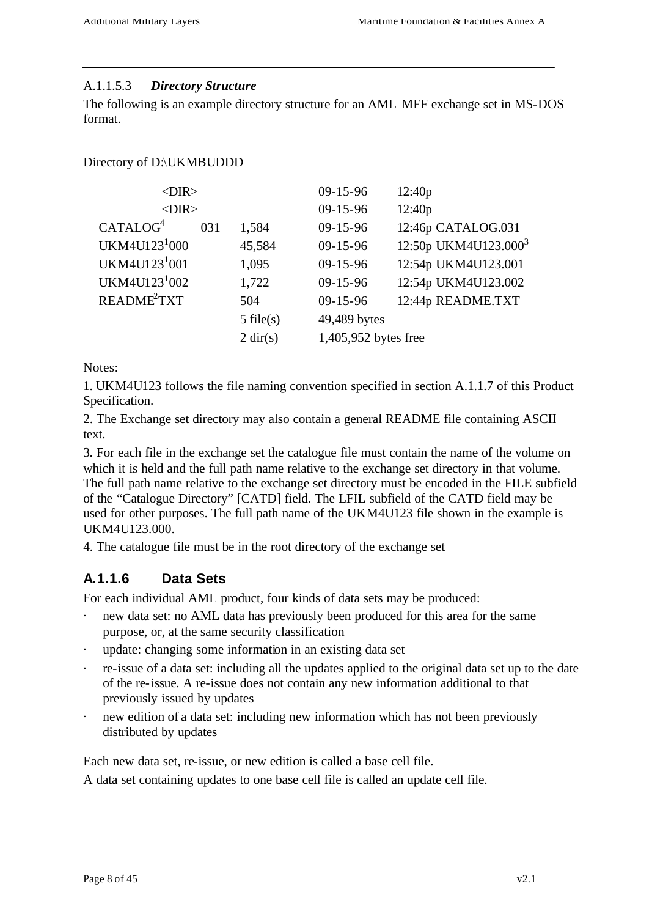### A.1.1.5.3 *Directory Structure*

The following is an example directory structure for an AML MFF exchange set in MS-DOS format.

Directory of D:\UKMBUDDD

| | | | | |
|---|---|---|---|---|
| <DIR> | | | 09-15-96 | 12:40p |
| <DIR> | | | 09-15-96 | 12:40p |
| CATALOG[4] | 031 | 1,584 | 09-15-96 | 12:46p CATALOG.031 |
| UKM4U123[1]000 | | 45,584 | 09-15-96 | 12:50p UKM4U123.000[3] |
| UKM4U123[1]001 | | 1,095 | 09-15-96 | 12:54p UKM4U123.001 |
| UKM4U123[1]002 | | 1,722 | 09-15-96 | 12:54p UKM4U123.002 |
| README[2]TXT | | 504 | 09-15-96 | 12:44p README.TXT |
| | | 5 file(s) | 49,489 bytes | |
| | | 2 dir(s) | 1,405,952 bytes free | |

Notes:

1. UKM4U123 follows the file naming convention specified in section A.1.1.7 of this Product Specification.

2. The Exchange set directory may also contain a general README file containing ASCII text.

3. For each file in the exchange set the catalogue file must contain the name of the volume on which it is held and the full path name relative to the exchange set directory in that volume. The full path name relative to the exchange set directory must be encoded in the FILE subfield of the "Catalogue Directory" [CATD] field. The LFIL subfield of the CATD field may be used for other purposes. The full path name of the UKM4U123 file shown in the example is UKM4U123.000.

4. The catalogue file must be in the root directory of the exchange set

## A.1.1.6 Data Sets

For each individual AML product, four kinds of data sets may be produced:

- new data set: no AML data has previously been produced for this area for the same purpose, or, at the same security classification
- update: changing some information in an existing data set
- re-issue of a data set: including all the updates applied to the original data set up to the date of the re-issue. A re-issue does not contain any new information additional to that previously issued by updates
- new edition of a data set: including new information which has not been previously distributed by updates

Each new data set, re-issue, or new edition is called a base cell file.

A data set containing updates to one base cell file is called an update cell file.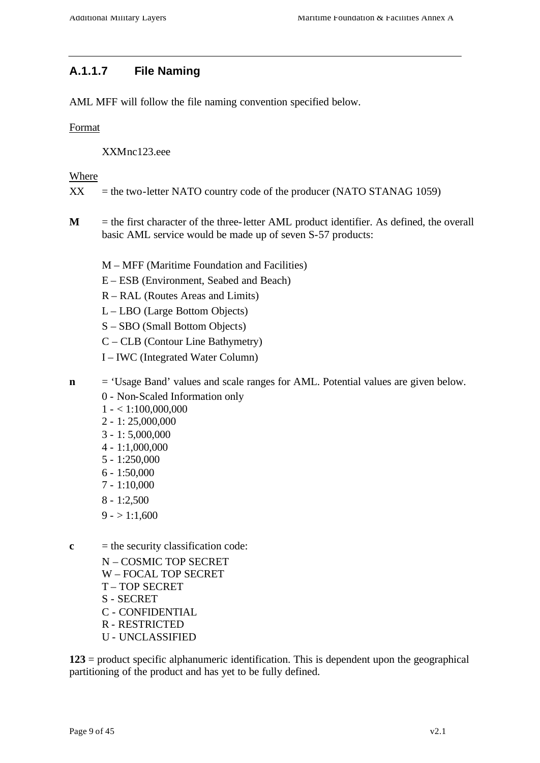### A.1.1.7 File Naming

AML MFF will follow the file naming convention specified below.

Format

XXMnc123.eee

Where

XX = the two-letter NATO country code of the producer (NATO STANAG 1059)

**M** = the first character of the three-letter AML product identifier. As defined, the overall basic AML service would be made up of seven S-57 products:

M – MFF (Maritime Foundation and Facilities)
E – ESB (Environment, Seabed and Beach)
R – RAL (Routes Areas and Limits)
L – LBO (Large Bottom Objects)
S – SBO (Small Bottom Objects)
C – CLB (Contour Line Bathymetry)
I – IWC (Integrated Water Column)

**n** = 'Usage Band' values and scale ranges for AML. Potential values are given below.

0 - Non-Scaled Information only
1 - < 1:100,000,000
2 - 1: 25,000,000
3 - 1: 5,000,000
4 - 1:1,000,000
5 - 1:250,000
6 - 1:50,000
7 - 1:10,000
8 - 1:2,500
9 - > 1:1,600

**c** = the security classification code:

N – COSMIC TOP SECRET
W – FOCAL TOP SECRET
T – TOP SECRET
S - SECRET
C - CONFIDENTIAL
R - RESTRICTED
U - UNCLASSIFIED

**123** = product specific alphanumeric identification. This is dependent upon the geographical partitioning of the product and has yet to be fully defined.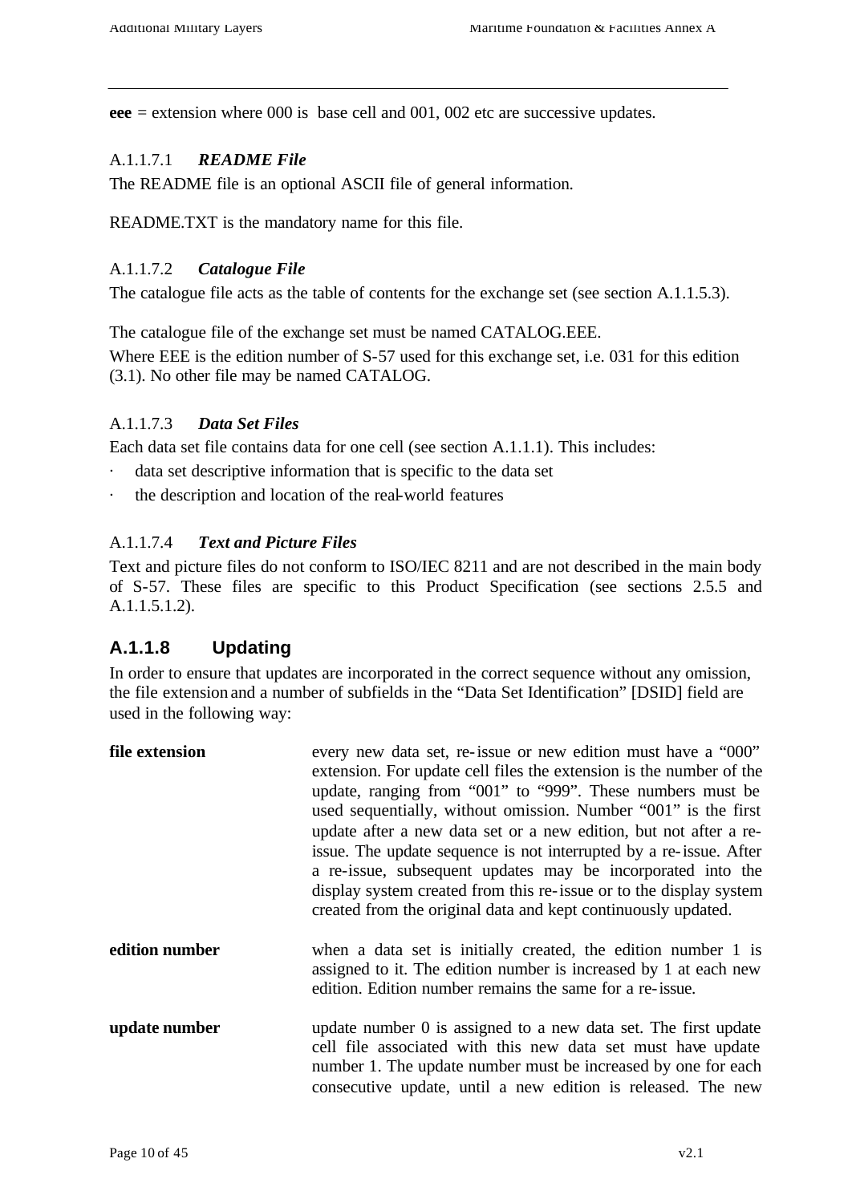**eee** = extension where 000 is base cell and 001, 002 etc are successive updates.

#### A.1.1.7.1 *README File*

The README file is an optional ASCII file of general information.

README.TXT is the mandatory name for this file.

#### A.1.1.7.2 *Catalogue File*

The catalogue file acts as the table of contents for the exchange set (see section A.1.1.5.3).

The catalogue file of the exchange set must be named CATALOG.EEE.

Where EEE is the edition number of S-57 used for this exchange set, i.e. 031 for this edition (3.1). No other file may be named CATALOG.

#### A.1.1.7.3 *Data Set Files*

Each data set file contains data for one cell (see section A.1.1.1). This includes:

- data set descriptive information that is specific to the data set
- the description and location of the real-world features

#### A.1.1.7.4 *Text and Picture Files*

Text and picture files do not conform to ISO/IEC 8211 and are not described in the main body of S-57. These files are specific to this Product Specification (see sections 2.5.5 and A.1.1.5.1.2).

### A.1.1.8 Updating

In order to ensure that updates are incorporated in the correct sequence without any omission, the file extension and a number of subfields in the "Data Set Identification" [DSID] field are used in the following way:

**file extension** every new data set, re-issue or new edition must have a "000" extension. For update cell files the extension is the number of the update, ranging from "001" to "999". These numbers must be used sequentially, without omission. Number "001" is the first update after a new data set or a new edition, but not after a re-issue. The update sequence is not interrupted by a re-issue. After a re-issue, subsequent updates may be incorporated into the display system created from this re-issue or to the display system created from the original data and kept continuously updated.

**edition number** when a data set is initially created, the edition number 1 is assigned to it. The edition number is increased by 1 at each new edition. Edition number remains the same for a re-issue.

**update number** update number 0 is assigned to a new data set. The first update cell file associated with this new data set must have update number 1. The update number must be increased by one for each consecutive update, until a new edition is released. The new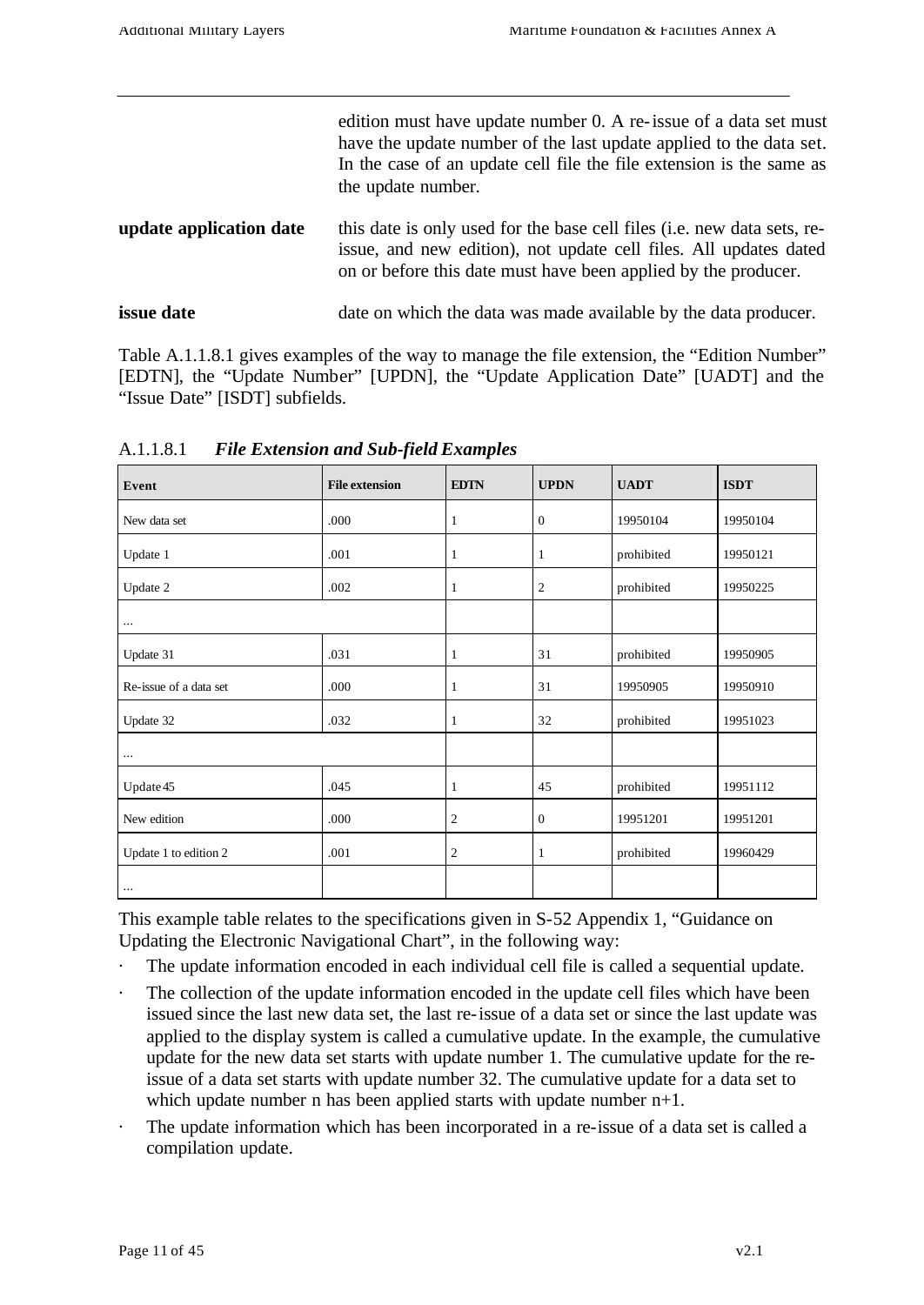| | |
|---|---|
| | edition must have update number 0. A re-issue of a data set must have the update number of the last update applied to the data set. In the case of an update cell file the file extension is the same as the update number. |
| **update application date** | this date is only used for the base cell files (i.e. new data sets, re-issue, and new edition), not update cell files. All updates dated on or before this date must have been applied by the producer. |
| **issue date** | date on which the data was made available by the data producer. |

Table A.1.1.8.1 gives examples of the way to manage the file extension, the "Edition Number" [EDTN], the "Update Number" [UPDN], the "Update Application Date" [UADT] and the "Issue Date" [ISDT] subfields.

A.1.1.8.1 ***File Extension and Sub-field Examples***

| Event | File extension | EDTN | UPDN | UADT | ISDT |
|---|---|---|---|---|---|
| New data set | .000 | 1 | 0 | 19950104 | 19950104 |
| Update 1 | .001 | 1 | 1 | prohibited | 19950121 |
| Update 2 | .002 | 1 | 2 | prohibited | 19950225 |
| ... | | | | | |
| Update 31 | .031 | 1 | 31 | prohibited | 19950905 |
| Re-issue of a data set | .000 | 1 | 31 | 19950905 | 19950910 |
| Update 32 | .032 | 1 | 32 | prohibited | 19951023 |
| ... | | | | | |
| Update 45 | .045 | 1 | 45 | prohibited | 19951112 |
| New edition | .000 | 2 | 0 | 19951201 | 19951201 |
| Update 1 to edition 2 | .001 | 2 | 1 | prohibited | 19960429 |
| ... | | | | | |

This example table relates to the specifications given in S-52 Appendix 1, "Guidance on Updating the Electronic Navigational Chart", in the following way:

- The update information encoded in each individual cell file is called a sequential update.
- The collection of the update information encoded in the update cell files which have been issued since the last new data set, the last re-issue of a data set or since the last update was applied to the display system is called a cumulative update. In the example, the cumulative update for the new data set starts with update number 1. The cumulative update for the re-issue of a data set starts with update number 32. The cumulative update for a data set to which update number n has been applied starts with update number n+1.
- The update information which has been incorporated in a re-issue of a data set is called a compilation update.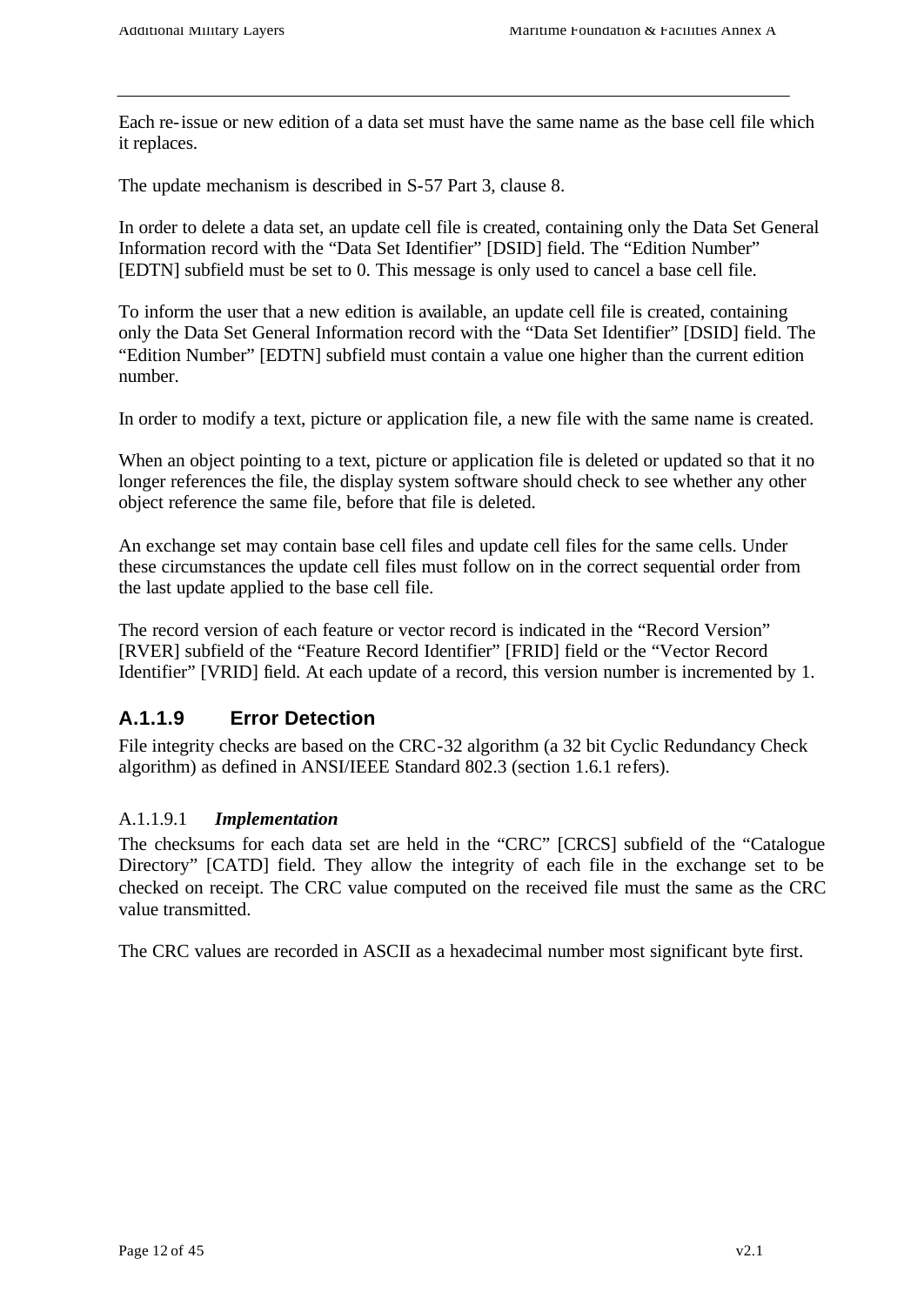Each re-issue or new edition of a data set must have the same name as the base cell file which it replaces.

The update mechanism is described in S-57 Part 3, clause 8.

In order to delete a data set, an update cell file is created, containing only the Data Set General Information record with the "Data Set Identifier" [DSID] field. The "Edition Number" [EDTN] subfield must be set to 0. This message is only used to cancel a base cell file.

To inform the user that a new edition is available, an update cell file is created, containing only the Data Set General Information record with the "Data Set Identifier" [DSID] field. The "Edition Number" [EDTN] subfield must contain a value one higher than the current edition number.

In order to modify a text, picture or application file, a new file with the same name is created.

When an object pointing to a text, picture or application file is deleted or updated so that it no longer references the file, the display system software should check to see whether any other object reference the same file, before that file is deleted.

An exchange set may contain base cell files and update cell files for the same cells. Under these circumstances the update cell files must follow on in the correct sequential order from the last update applied to the base cell file.

The record version of each feature or vector record is indicated in the "Record Version" [RVER] subfield of the "Feature Record Identifier" [FRID] field or the "Vector Record Identifier" [VRID] field. At each update of a record, this version number is incremented by 1.

### A.1.1.9 Error Detection

File integrity checks are based on the CRC-32 algorithm (a 32 bit Cyclic Redundancy Check algorithm) as defined in ANSI/IEEE Standard 802.3 (section 1.6.1 refers).

#### A.1.1.9.1 *Implementation*

The checksums for each data set are held in the "CRC" [CRCS] subfield of the "Catalogue Directory" [CATD] field. They allow the integrity of each file in the exchange set to be checked on receipt. The CRC value computed on the received file must the same as the CRC value transmitted.

The CRC values are recorded in ASCII as a hexadecimal number most significant byte first.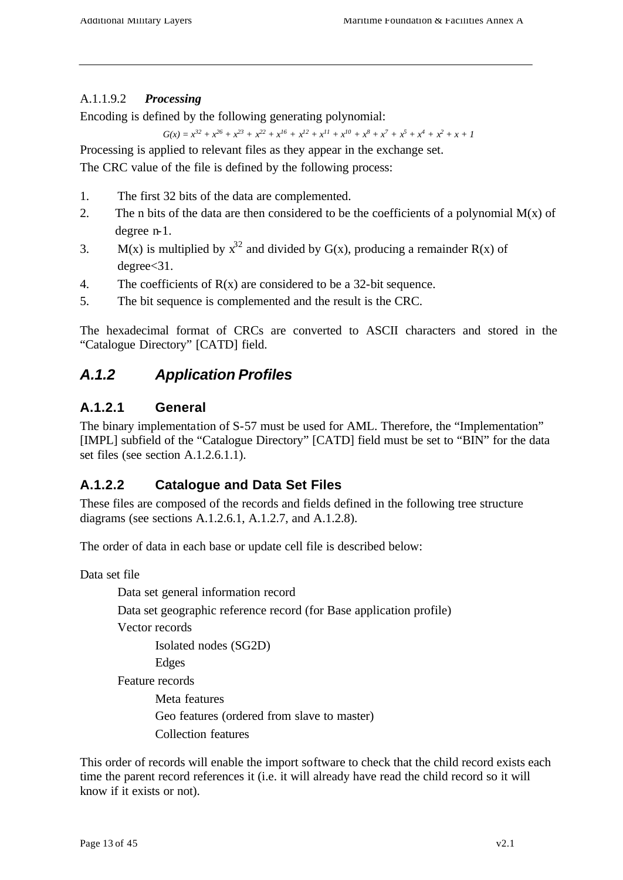A.1.1.9.2 ***Processing***

Encoding is defined by the following generating polynomial:

$$G(x) = x^{32} + x^{26} + x^{23} + x^{22} + x^{16} + x^{12} + x^{11} + x^{10} + x^{8} + x^{7} + x^{5} + x^{4} + x^{2} + x + 1$$

Processing is applied to relevant files as they appear in the exchange set.

The CRC value of the file is defined by the following process:

1. The first 32 bits of the data are complemented.
2. The n bits of the data are then considered to be the coefficients of a polynomial $M(x)$ of degree n-1.
3. $M(x)$ is multiplied by $x^{32}$ and divided by $G(x)$, producing a remainder $R(x)$ of degree<31.
4. The coefficients of $R(x)$ are considered to be a 32-bit sequence.
5. The bit sequence is complemented and the result is the CRC.

The hexadecimal format of CRCs are converted to ASCII characters and stored in the "Catalogue Directory" [CATD] field.

## *A.1.2 Application Profiles*

### A.1.2.1 General

The binary implementation of S-57 must be used for AML. Therefore, the "Implementation" [IMPL] subfield of the "Catalogue Directory" [CATD] field must be set to "BIN" for the data set files (see section A.1.2.6.1.1).

### A.1.2.2 Catalogue and Data Set Files

These files are composed of the records and fields defined in the following tree structure diagrams (see sections A.1.2.6.1, A.1.2.7, and A.1.2.8).

The order of data in each base or update cell file is described below:

Data set file

- Data set general information record
- Data set geographic reference record (for Base application profile)
- Vector records
  - Isolated nodes (SG2D)
  - Edges
- Feature records
  - Meta features
  - Geo features (ordered from slave to master)
  - Collection features

This order of records will enable the import software to check that the child record exists each time the parent record references it (i.e. it will already have read the child record so it will know if it exists or not).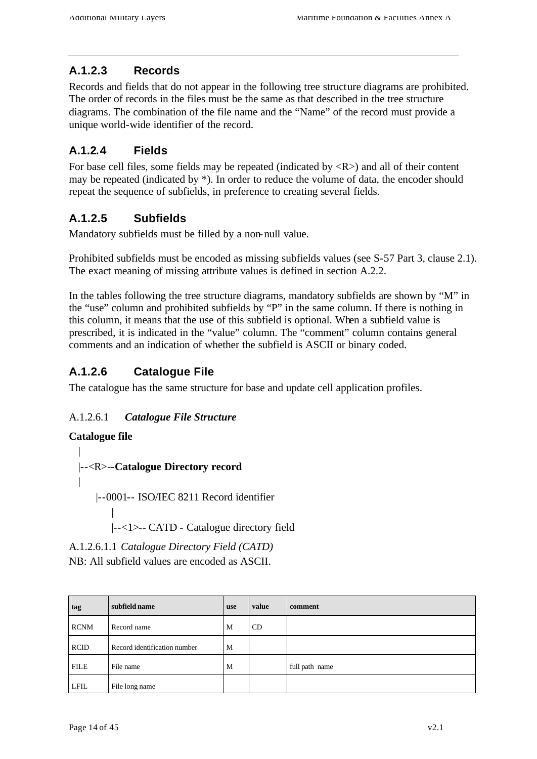### A.1.2.3 Records

Records and fields that do not appear in the following tree structure diagrams are prohibited. The order of records in the files must be the same as that described in the tree structure diagrams. The combination of the file name and the “Name” of the record must provide a unique world-wide identifier of the record.

### A.1.2.4 Fields

For base cell files, some fields may be repeated (indicated by <R>) and all of their content may be repeated (indicated by *). In order to reduce the volume of data, the encoder should repeat the sequence of subfields, in preference to creating several fields.

### A.1.2.5 Subfields

Mandatory subfields must be filled by a non-null value.

Prohibited subfields must be encoded as missing subfields values (see S-57 Part 3, clause 2.1). The exact meaning of missing attribute values is defined in section A.2.2.

In the tables following the tree structure diagrams, mandatory subfields are shown by “M” in the “use” column and prohibited subfields by “P” in the same column. If there is nothing in this column, it means that the use of this subfield is optional. When a subfield value is prescribed, it is indicated in the “value” column. The “comment” column contains general comments and an indication of whether the subfield is ASCII or binary coded.

### A.1.2.6 Catalogue File

The catalogue has the same structure for base and update cell application profiles.

#### A.1.2.6.1 *Catalogue File Structure*

**Catalogue file**

```
|
|--<R>--Catalogue Directory record
|
     |--0001-- ISO/IEC 8211 Record identifier
          |
          |--<1>-- CATD - Catalogue directory field
```

A.1.2.6.1.1 *Catalogue Directory Field (CATD)*

NB: All subfield values are encoded as ASCII.

| tag | subfield name | use | value | comment |
|---|---|---|---|---|
| RCNM | Record name | M | CD | |
| RCID | Record identification number | M | | |
| FILE | File name | M | | full path name |
| LFIL | File long name | | | |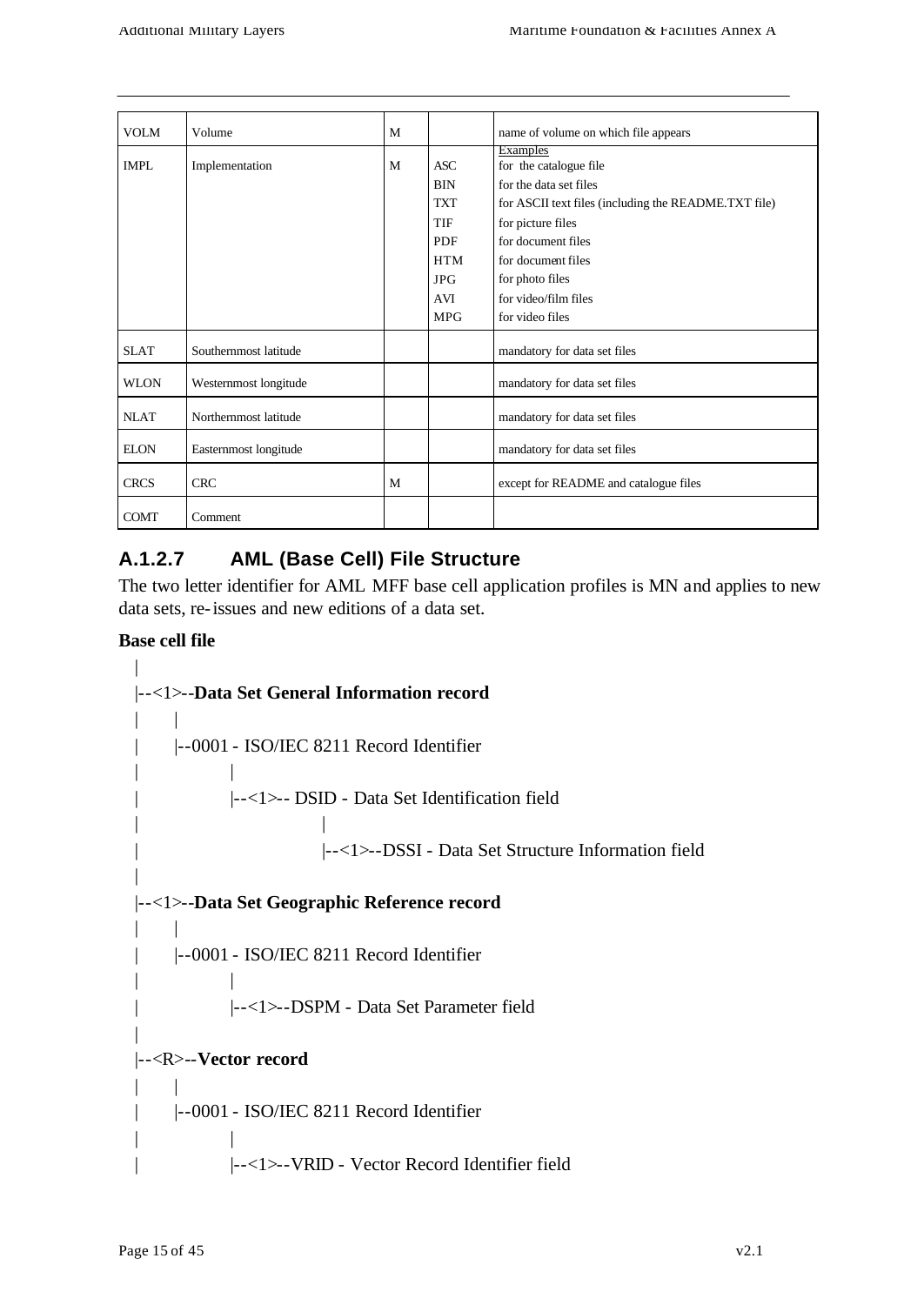| VOLM | Volume | M | | name of volume on which file appears |
|---|---|---|---|---|
| IMPL | Implementation | M | ASC<br>BIN<br>TXT<br>TIF<br>PDF<br>HTM<br>JPG<br>AVI<br>MPG | Examples<br>for the catalogue file<br>for the data set files<br>for ASCII text files (including the README.TXT file)<br>for picture files<br>for document files<br>for document files<br>for photo files<br>for video/film files<br>for video files |
| SLAT | Southernmost latitude | | | mandatory for data set files |
| WLON | Westernmost longitude | | | mandatory for data set files |
| NLAT | Northernmost latitude | | | mandatory for data set files |
| ELON | Easternmost longitude | | | mandatory for data set files |
| CRCS | CRC | M | | except for README and catalogue files |
| COMT | Comment | | | |

### A.1.2.7 AML (Base Cell) File Structure

The two letter identifier for AML MFF base cell application profiles is MN and applies to new data sets, re-issues and new editions of a data set.

**Base cell file**

```
 |
 |--<1>--Data Set General Information record
 |     |
 |     |--0001 - ISO/IEC 8211 Record Identifier
 |            |
 |            |--<1>-- DSID - Data Set Identification field
 |                   |
 |                   |--<1>--DSSI - Data Set Structure Information field
 |
 |--<1>--Data Set Geographic Reference record
 |     |
 |     |--0001 - ISO/IEC 8211 Record Identifier
 |            |
 |            |--<1>--DSPM - Data Set Parameter field
 |
 |--<R>--Vector record
 |     |
 |     |--0001 - ISO/IEC 8211 Record Identifier
 |            |
 |            |--<1>--VRID - Vector Record Identifier field
```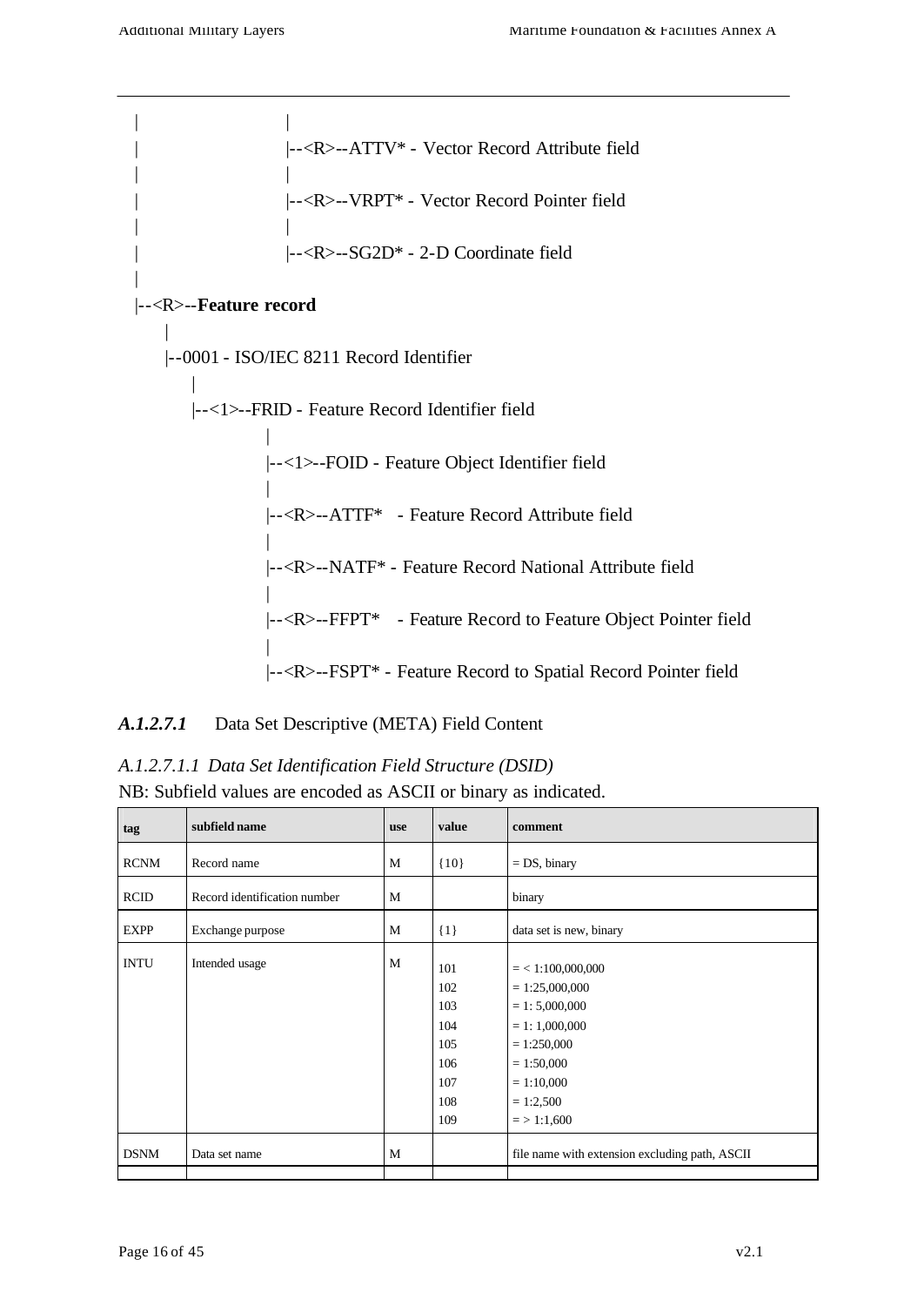```
|                    |
|                    |--<R>--ATTV* - Vector Record Attribute field
|                    |
|                    |--<R>--VRPT* - Vector Record Pointer field
|                    |
|                    |--<R>--SG2D* - 2-D Coordinate field
|
|--<R>--Feature record
     |
     |--0001 - ISO/IEC 8211 Record Identifier
          |
          |--<1>--FRID - Feature Record Identifier field
                    |
                    |--<1>--FOID - Feature Object Identifier field
                    |
                    |--<R>--ATTF*   - Feature Record Attribute field
                    |
                    |--<R>--NATF* - Feature Record National Attribute field
                    |
                    |--<R>--FFPT*   - Feature Record to Feature Object Pointer field
                    |
                    |--<R>--FSPT* - Feature Record to Spatial Record Pointer field
```

#### *A.1.2.7.1* Data Set Descriptive (META) Field Content

##### *A.1.2.7.1.1 Data Set Identification Field Structure (DSID)*

NB: Subfield values are encoded as ASCII or binary as indicated.

| tag | subfield name | use | value | comment |
|---|---|---|---|---|
| RCNM | Record name | M | {10} | = DS, binary |
| RCID | Record identification number | M | | binary |
| EXPP | Exchange purpose | M | {1} | data set is new, binary |
| INTU | Intended usage | M | 101<br>102<br>103<br>104<br>105<br>106<br>107<br>108<br>109 | = < 1:100,000,000<br>= 1:25,000,000<br>= 1: 5,000,000<br>= 1: 1,000,000<br>= 1:250,000<br>= 1:50,000<br>= 1:10,000<br>= 1:2,500<br>= > 1:1,600 |
| DSNM | Data set name | M | | file name with extension excluding path, ASCII |
| | | | | |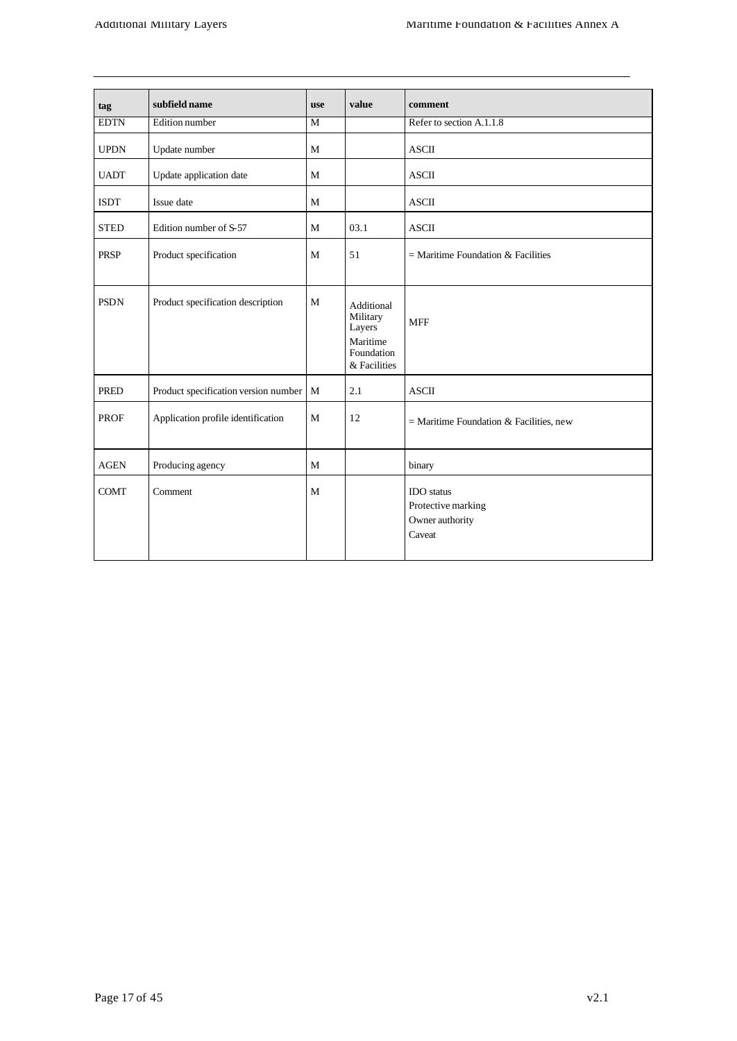| tag | subfield name | use | value | comment |
|---|---|---|---|---|
| EDTN | Edition number | M | | Refer to section A.1.1.8 |
| UPDN | Update number | M | | ASCII |
| UADT | Update application date | M | | ASCII |
| ISDT | Issue date | M | | ASCII |
| STED | Edition number of S-57 | M | 03.1 | ASCII |
| PRSP | Product specification | M | 51 | = Maritime Foundation & Facilities |
| PSDN | Product specification description | M | Additional Military Layers Maritime Foundation & Facilities | MFF |
| PRED | Product specification version number | M | 2.1 | ASCII |
| PROF | Application profile identification | M | 12 | = Maritime Foundation & Facilities, new |
| AGEN | Producing agency | M | | binary |
| COMT | Comment | M | | IDO status<br>Protective marking<br>Owner authority<br>Caveat |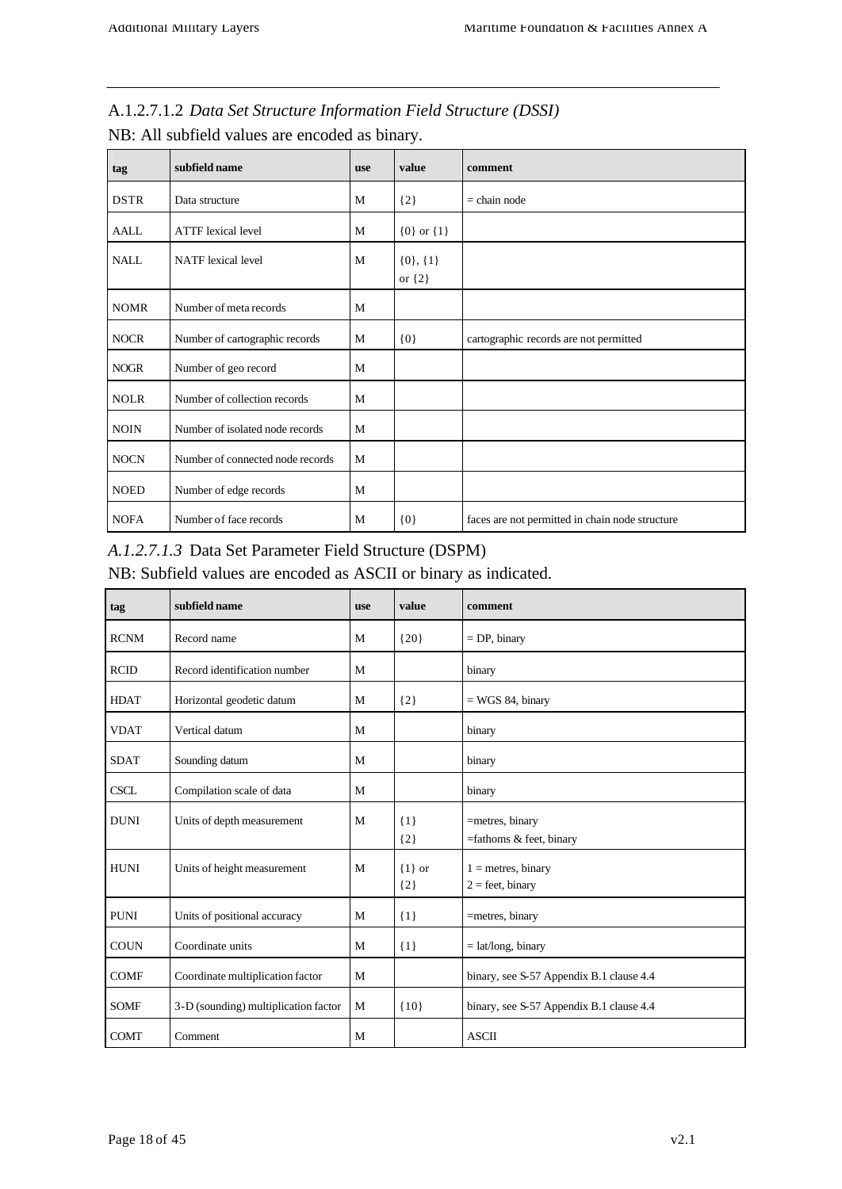### A.1.2.7.1.2 *Data Set Structure Information Field Structure (DSSI)*

NB: All subfield values are encoded as binary.

| tag | subfield name | use | value | comment |
|---|---|---|---|---|
| DSTR | Data structure | M | {2} | = chain node |
| AALL | ATTF lexical level | M | {0} or {1} | |
| NALL | NATF lexical level | M | {0}, {1} or {2} | |
| NOMR | Number of meta records | M | | |
| NOCR | Number of cartographic records | M | {0} | cartographic records are not permitted |
| NOGR | Number of geo record | M | | |
| NOLR | Number of collection records | M | | |
| NOIN | Number of isolated node records | M | | |
| NOCN | Number of connected node records | M | | |
| NOED | Number of edge records | M | | |
| NOFA | Number of face records | M | {0} | faces are not permitted in chain node structure |

### *A.1.2.7.1.3* Data Set Parameter Field Structure (DSPM)

NB: Subfield values are encoded as ASCII or binary as indicated.

| tag | subfield name | use | value | comment |
|---|---|---|---|---|
| RCNM | Record name | M | {20} | = DP, binary |
| RCID | Record identification number | M | | binary |
| HDAT | Horizontal geodetic datum | M | {2} | = WGS 84, binary |
| VDAT | Vertical datum | M | | binary |
| SDAT | Sounding datum | M | | binary |
| CSCL | Compilation scale of data | M | | binary |
| DUNI | Units of depth measurement | M | {1}<br>{2} | =metres, binary<br>=fathoms & feet, binary |
| HUNI | Units of height measurement | M | {1} or {2} | 1 = metres, binary<br>2 = feet, binary |
| PUNI | Units of positional accuracy | M | {1} | =metres, binary |
| COUN | Coordinate units | M | {1} | = lat/long, binary |
| COMF | Coordinate multiplication factor | M | | binary, see S-57 Appendix B.1 clause 4.4 |
| SOMF | 3-D (sounding) multiplication factor | M | {10} | binary, see S-57 Appendix B.1 clause 4.4 |
| COMT | Comment | M | | ASCII |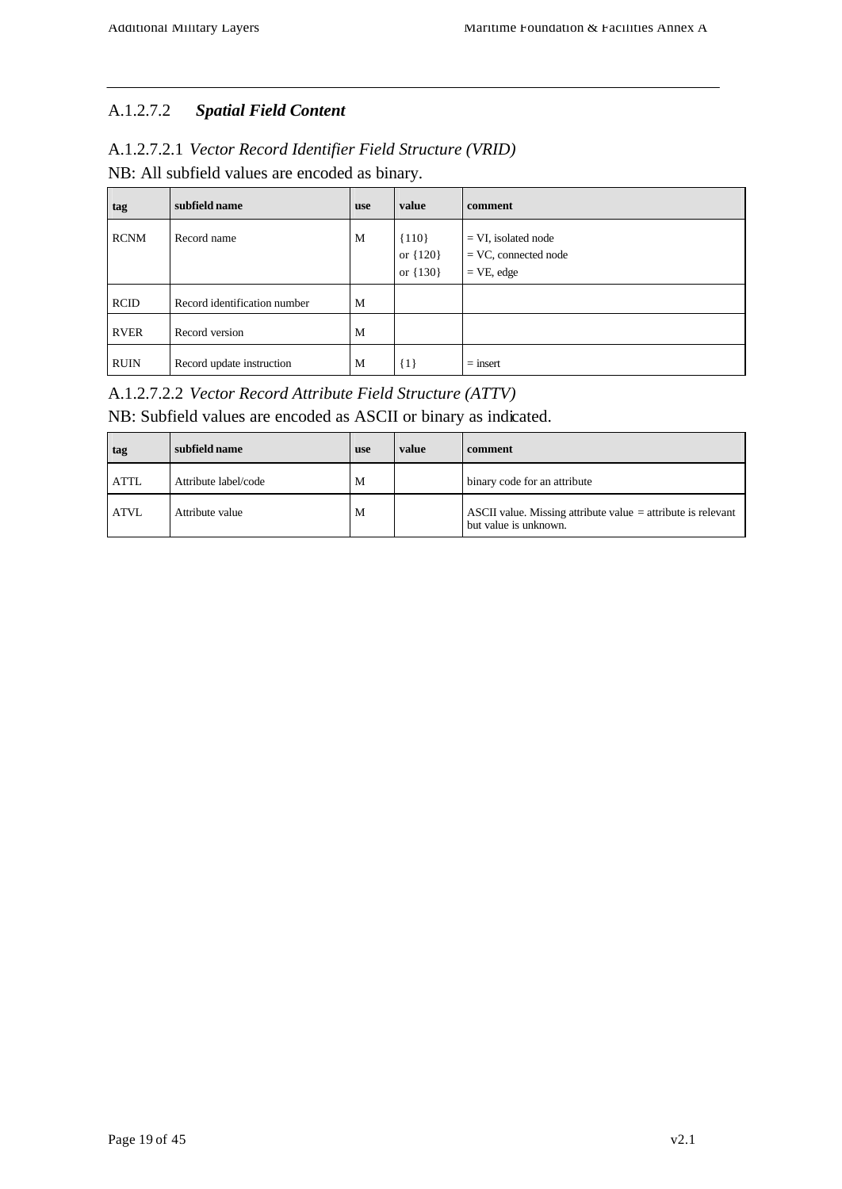### A.1.2.7.2 *Spatial Field Content*

#### A.1.2.7.2.1 *Vector Record Identifier Field Structure (VRID)*

NB: All subfield values are encoded as binary.

| tag | subfield name | use | value | comment |
|---|---|---|---|---|
| RCNM | Record name | M | {110} or {120} or {130} | = VI, isolated node<br>= VC, connected node<br>= VE, edge |
| RCID | Record identification number | M | | |
| RVER | Record version | M | | |
| RUIN | Record update instruction | M | {1} | = insert |

#### A.1.2.7.2.2 *Vector Record Attribute Field Structure (ATTV)*

NB: Subfield values are encoded as ASCII or binary as indicated.

| tag | subfield name | use | value | comment |
|---|---|---|---|---|
| ATTL | Attribute label/code | M | | binary code for an attribute |
| ATVL | Attribute value | M | | ASCII value. Missing attribute value = attribute is relevant but value is unknown. |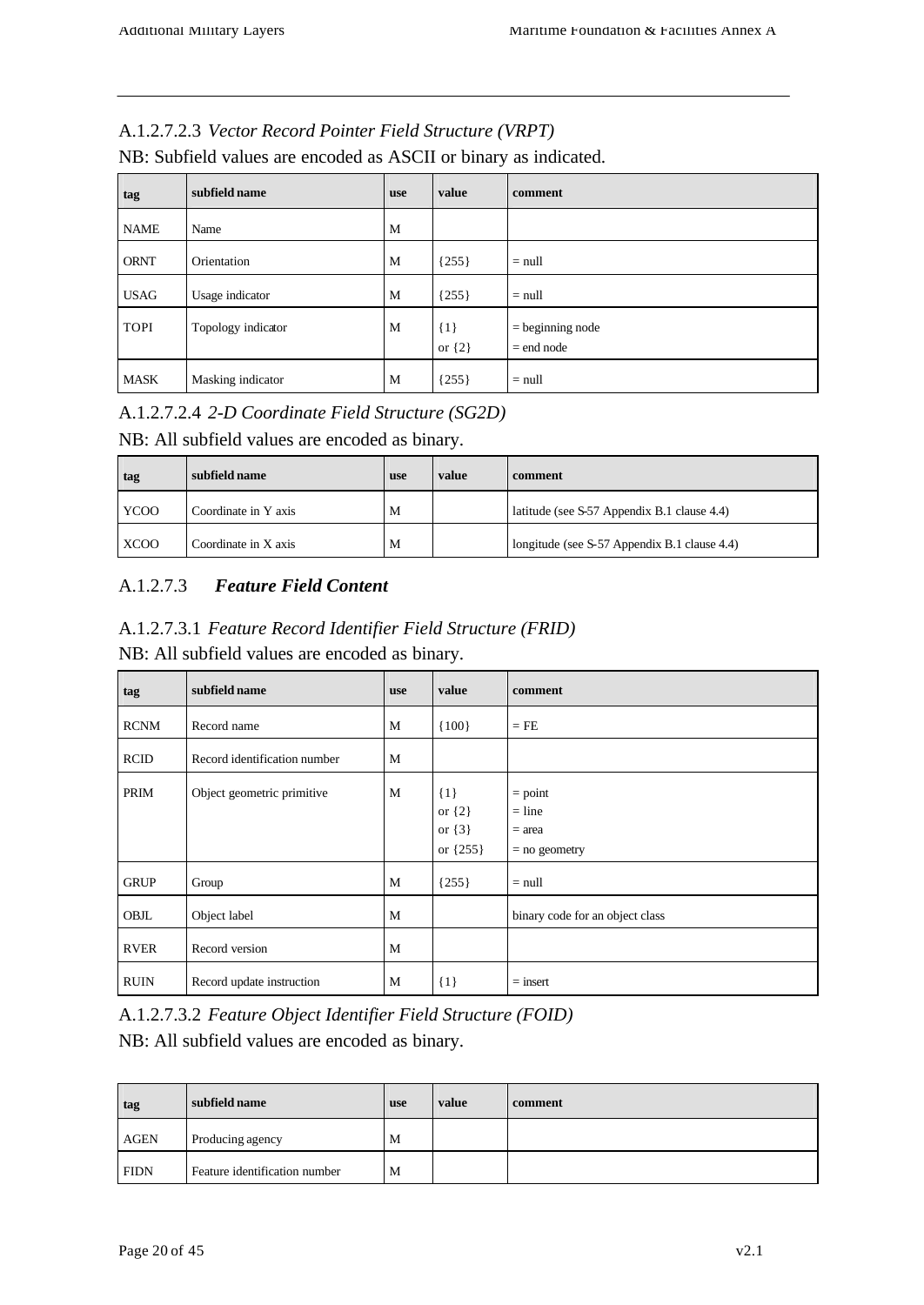#### A.1.2.7.2.3 *Vector Record Pointer Field Structure (VRPT)*

NB: Subfield values are encoded as ASCII or binary as indicated.

| tag | subfield name | use | value | comment |
|---|---|---|---|---|
| NAME | Name | M | | |
| ORNT | Orientation | M | {255} | = null |
| USAG | Usage indicator | M | {255} | = null |
| TOPI | Topology indicator | M | {1}<br>or {2} | = beginning node<br>= end node |
| MASK | Masking indicator | M | {255} | = null |

#### A.1.2.7.2.4 *2-D Coordinate Field Structure (SG2D)*

NB: All subfield values are encoded as binary.

| tag | subfield name | use | value | comment |
|---|---|---|---|---|
| YCOO | Coordinate in Y axis | M | | latitude (see S-57 Appendix B.1 clause 4.4) |
| XCOO | Coordinate in X axis | M | | longitude (see S-57 Appendix B.1 clause 4.4) |

### A.1.2.7.3 *Feature Field Content*

#### A.1.2.7.3.1 *Feature Record Identifier Field Structure (FRID)*

NB: All subfield values are encoded as binary.

| tag | subfield name | use | value | comment |
|---|---|---|---|---|
| RCNM | Record name | M | {100} | = FE |
| RCID | Record identification number | M | | |
| PRIM | Object geometric primitive | M | {1}<br>or {2}<br>or {3}<br>or {255} | = point<br>= line<br>= area<br>= no geometry |
| GRUP | Group | M | {255} | = null |
| OBJL | Object label | M | | binary code for an object class |
| RVER | Record version | M | | |
| RUIN | Record update instruction | M | {1} | = insert |

#### A.1.2.7.3.2 *Feature Object Identifier Field Structure (FOID)*

NB: All subfield values are encoded as binary.

| tag | subfield name | use | value | comment |
|---|---|---|---|---|
| AGEN | Producing agency | M | | |
| FIDN | Feature identification number | M | | |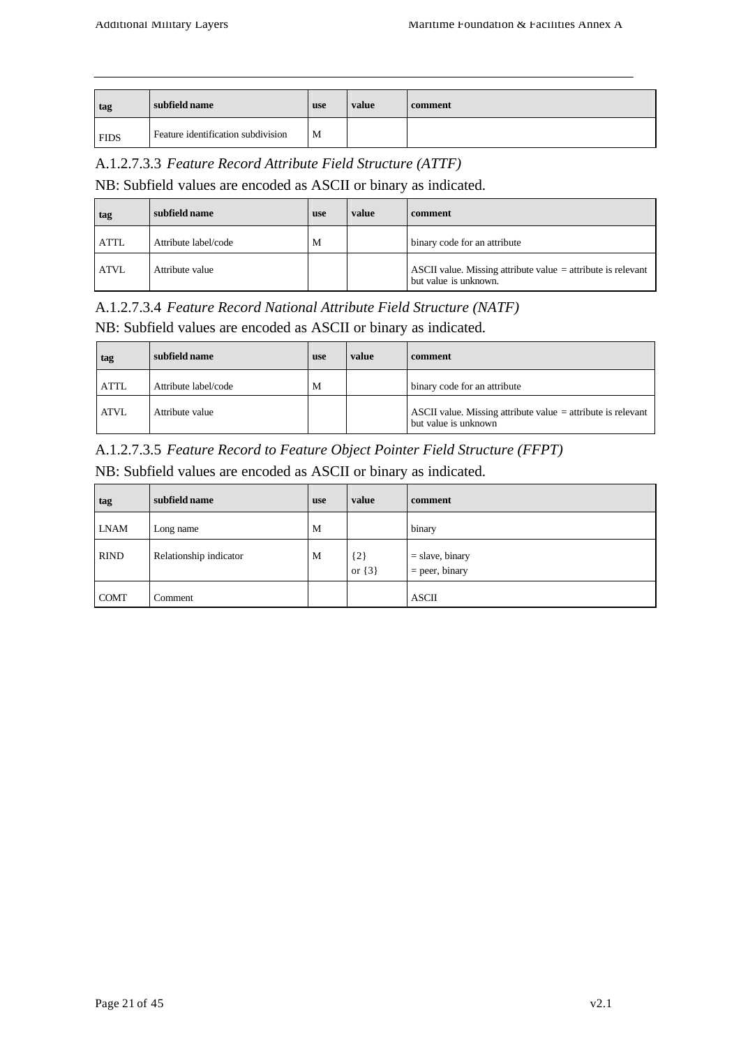| tag | subfield name | use | value | comment |
|---|---|---|---|---|
| FIDS | Feature identification subdivision | M | | |

A.1.2.7.3.3 *Feature Record Attribute Field Structure (ATTF)*

NB: Subfield values are encoded as ASCII or binary as indicated.

| tag | subfield name | use | value | comment |
|---|---|---|---|---|
| ATTL | Attribute label/code | M | | binary code for an attribute |
| ATVL | Attribute value | | | ASCII value. Missing attribute value = attribute is relevant but value is unknown. |

A.1.2.7.3.4 *Feature Record National Attribute Field Structure (NATF)*

NB: Subfield values are encoded as ASCII or binary as indicated.

| tag | subfield name | use | value | comment |
|---|---|---|---|---|
| ATTL | Attribute label/code | M | | binary code for an attribute |
| ATVL | Attribute value | | | ASCII value. Missing attribute value = attribute is relevant but value is unknown |

A.1.2.7.3.5 *Feature Record to Feature Object Pointer Field Structure (FFPT)*

NB: Subfield values are encoded as ASCII or binary as indicated.

| tag | subfield name | use | value | comment |
|---|---|---|---|---|
| LNAM | Long name | M | | binary |
| RIND | Relationship indicator | M | {2} or {3} | = slave, binary = peer, binary |
| COMT | Comment | | | ASCII |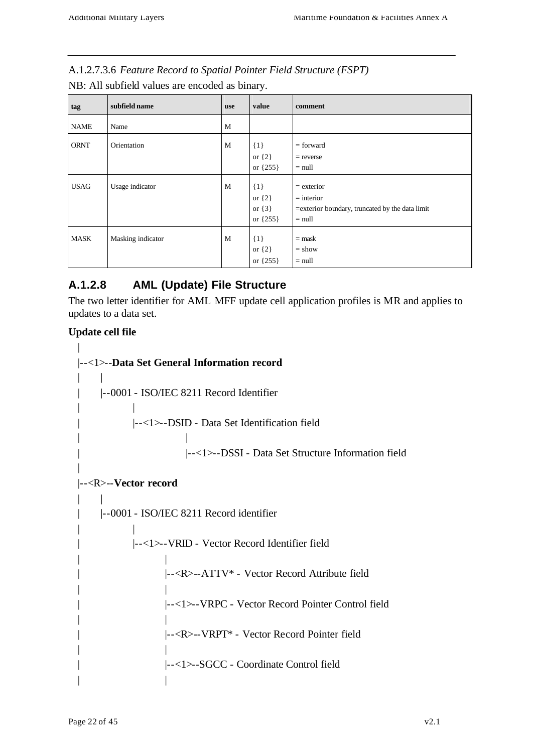A.1.2.7.3.6 *Feature Record to Spatial Pointer Field Structure (FSPT)*

NB: All subfield values are encoded as binary.

| tag | subfield name | use | value | comment |
|---|---|---|---|---|
| NAME | Name | M | | |
| ORNT | Orientation | M | {1}<br>or {2}<br>or {255} | = forward<br>= reverse<br>= null |
| USAG | Usage indicator | M | {1}<br>or {2}<br>or {3}<br>or {255} | = exterior<br>= interior<br>=exterior boundary, truncated by the data limit<br>= null |
| MASK | Masking indicator | M | {1}<br>or {2}<br>or {255} | = mask<br>= show<br>= null |

### A.1.2.8 AML (Update) File Structure

The two letter identifier for AML MFF update cell application profiles is MR and applies to updates to a data set.

**Update cell file**

```
 |
 |--<1>--Data Set General Information record
 |     |
 |     |--0001 - ISO/IEC 8211 Record Identifier
 |           |
 |           |--<1>--DSID - Data Set Identification field
 |                      |
 |                      |--<1>--DSSI - Data Set Structure Information field
 |
 |--<R>--Vector record
 |     |
 |     |--0001 - ISO/IEC 8211 Record identifier
 |           |
 |           |--<1>--VRID - Vector Record Identifier field
 |                  |
 |                  |--<R>--ATTV* - Vector Record Attribute field
 |                  |
 |                  |--<1>--VRPC - Vector Record Pointer Control field
 |                  |
 |                  |--<R>--VRPT* - Vector Record Pointer field
 |                  |
 |                  |--<1>--SGCC - Coordinate Control field
 |                  |
```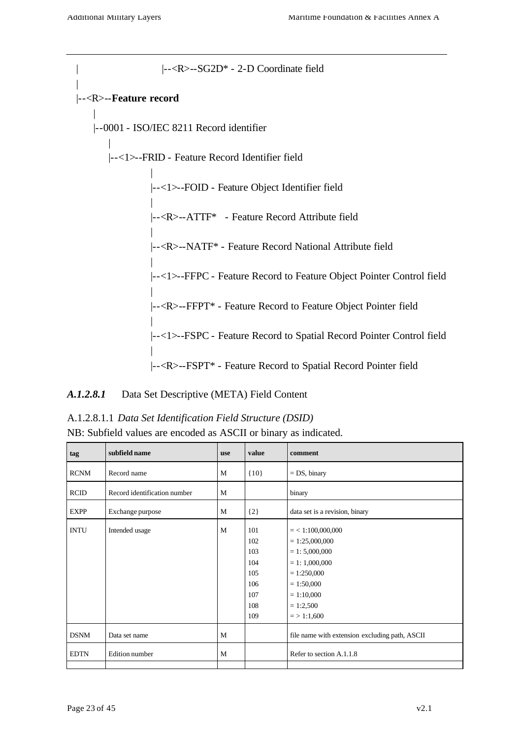```
|                        |--<R>--SG2D* - 2-D Coordinate field
|
|--<R>--Feature record
      |
      |--0001 - ISO/IEC 8211 Record identifier
          |
          |--<1>--FRID - Feature Record Identifier field
                    |
                    |--<1>--FOID - Feature Object Identifier field
                    |
                    |--<R>--ATTF*   - Feature Record Attribute field
                    |
                    |--<R>--NATF* - Feature Record National Attribute field
                    |
                    |--<1>--FFPC - Feature Record to Feature Object Pointer Control field
                    |
                    |--<R>--FFPT* - Feature Record to Feature Object Pointer field
                    |
                    |--<1>--FSPC - Feature Record to Spatial Record Pointer Control field
                    |
                    |--<R>--FSPT* - Feature Record to Spatial Record Pointer field
```

#### *A.1.2.8.1* Data Set Descriptive (META) Field Content

##### A.1.2.8.1.1 *Data Set Identification Field Structure (DSID)*

NB: Subfield values are encoded as ASCII or binary as indicated.

| tag | subfield name | use | value | comment |
|---|---|---|---|---|
| RCNM | Record name | M | {10} | = DS, binary |
| RCID | Record identification number | M | | binary |
| EXPP | Exchange purpose | M | {2} | data set is a revision, binary |
| INTU | Intended usage | M | 101<br>102<br>103<br>104<br>105<br>106<br>107<br>108<br>109 | = < 1:100,000,000<br>= 1:25,000,000<br>= 1: 5,000,000<br>= 1: 1,000,000<br>= 1:250,000<br>= 1:50,000<br>= 1:10,000<br>= 1:2,500<br>= > 1:1,600 |
| DSNM | Data set name | M | | file name with extension excluding path, ASCII |
| EDTN | Edition number | M | | Refer to section A.1.1.8 |
| | | | | |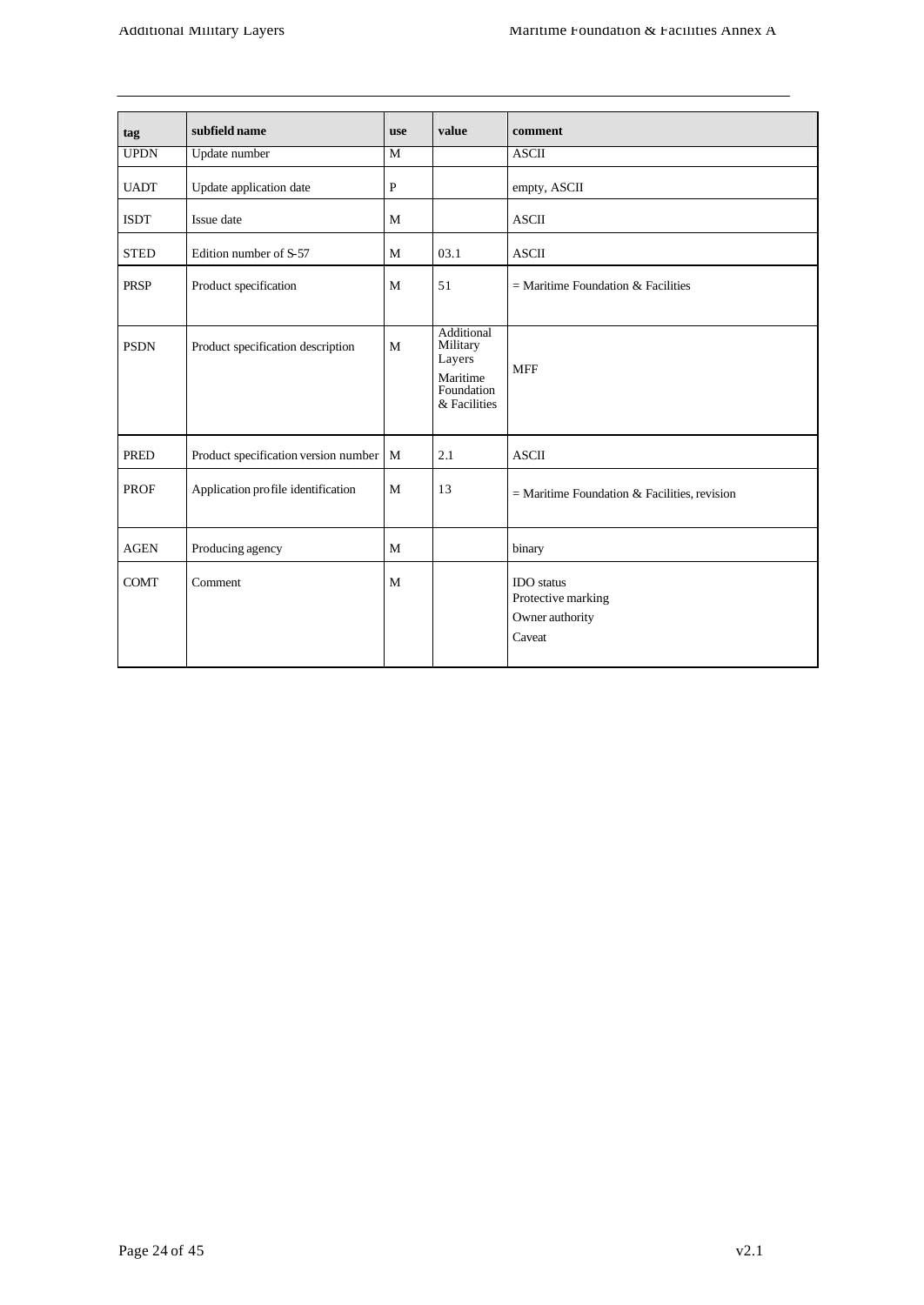| tag | subfield name | use | value | comment |
|---|---|---|---|---|
| UPDN | Update number | M | | ASCII |
| UADT | Update application date | P | | empty, ASCII |
| ISDT | Issue date | M | | ASCII |
| STED | Edition number of S-57 | M | 03.1 | ASCII |
| PRSP | Product specification | M | 51 | = Maritime Foundation & Facilities |
| PSDN | Product specification description | M | Additional Military Layers Maritime Foundation & Facilities | MFF |
| PRED | Product specification version number | M | 2.1 | ASCII |
| PROF | Application profile identification | M | 13 | = Maritime Foundation & Facilities, revision |
| AGEN | Producing agency | M | | binary |
| COMT | Comment | M | | IDO status<br>Protective marking<br>Owner authority<br>Caveat |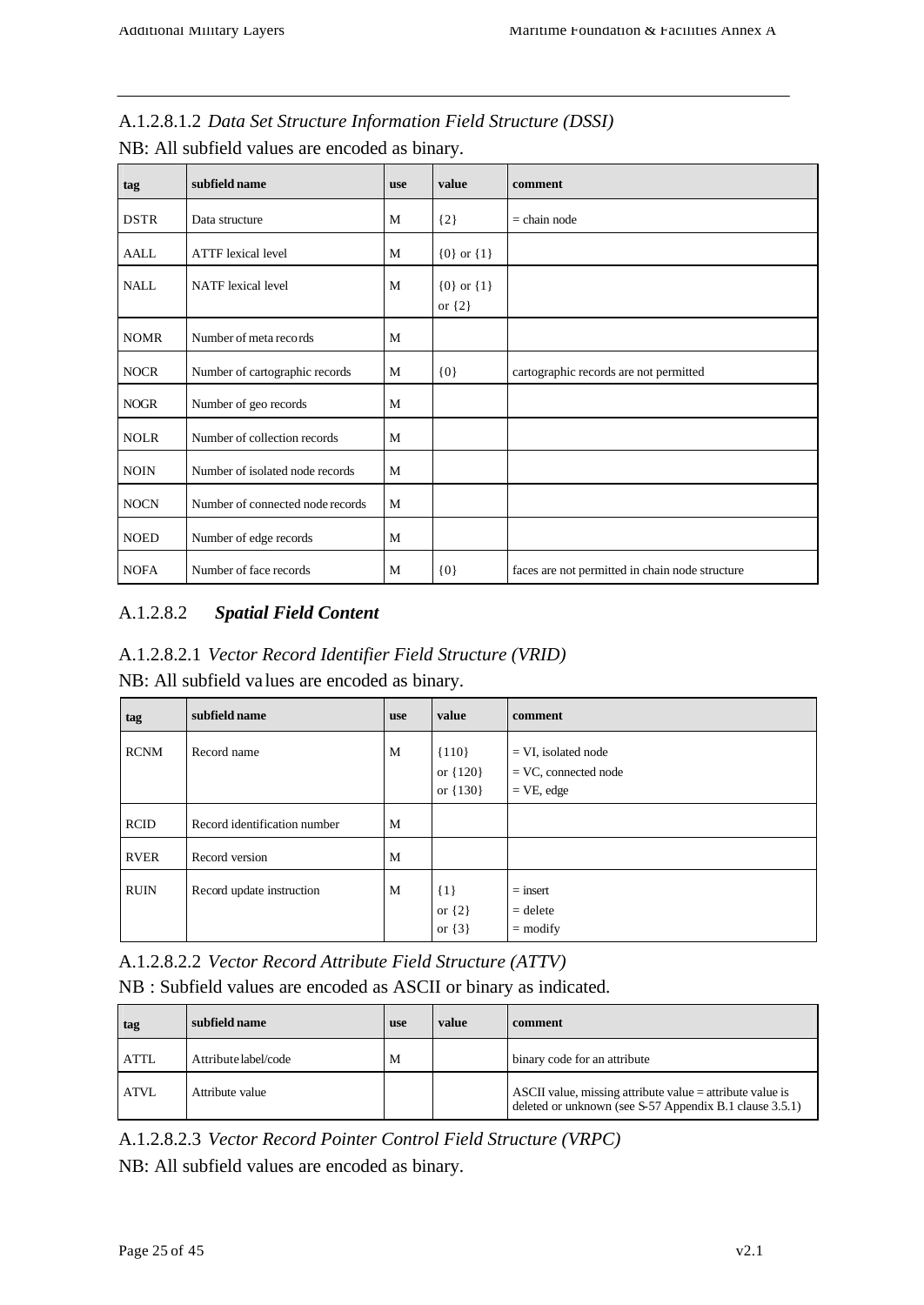#### A.1.2.8.1.2 *Data Set Structure Information Field Structure (DSSI)*

NB: All subfield values are encoded as binary.

| tag | subfield name | use | value | comment |
|---|---|---|---|---|
| DSTR | Data structure | M | {2} | = chain node |
| AALL | ATTF lexical level | M | {0} or {1} | |
| NALL | NATF lexical level | M | {0} or {1} or {2} | |
| NOMR | Number of meta records | M | | |
| NOCR | Number of cartographic records | M | {0} | cartographic records are not permitted |
| NOGR | Number of geo records | M | | |
| NOLR | Number of collection records | M | | |
| NOIN | Number of isolated node records | M | | |
| NOCN | Number of connected node records | M | | |
| NOED | Number of edge records | M | | |
| NOFA | Number of face records | M | {0} | faces are not permitted in chain node structure |

### A.1.2.8.2 ***Spatial Field Content***

#### A.1.2.8.2.1 *Vector Record Identifier Field Structure (VRID)*

NB: All subfield values are encoded as binary.

| tag | subfield name | use | value | comment |
|---|---|---|---|---|
| RCNM | Record name | M | {110} or {120} or {130} | = VI, isolated node<br>= VC, connected node<br>= VE, edge |
| RCID | Record identification number | M | | |
| RVER | Record version | M | | |
| RUIN | Record update instruction | M | {1} or {2} or {3} | = insert<br>= delete<br>= modify |

#### A.1.2.8.2.2 *Vector Record Attribute Field Structure (ATTV)*

NB : Subfield values are encoded as ASCII or binary as indicated.

| tag | subfield name | use | value | comment |
|---|---|---|---|---|
| ATTL | Attribute label/code | M | | binary code for an attribute |
| ATVL | Attribute value | | | ASCII value, missing attribute value = attribute value is deleted or unknown (see S-57 Appendix B.1 clause 3.5.1) |

#### A.1.2.8.2.3 *Vector Record Pointer Control Field Structure (VRPC)*

NB: All subfield values are encoded as binary.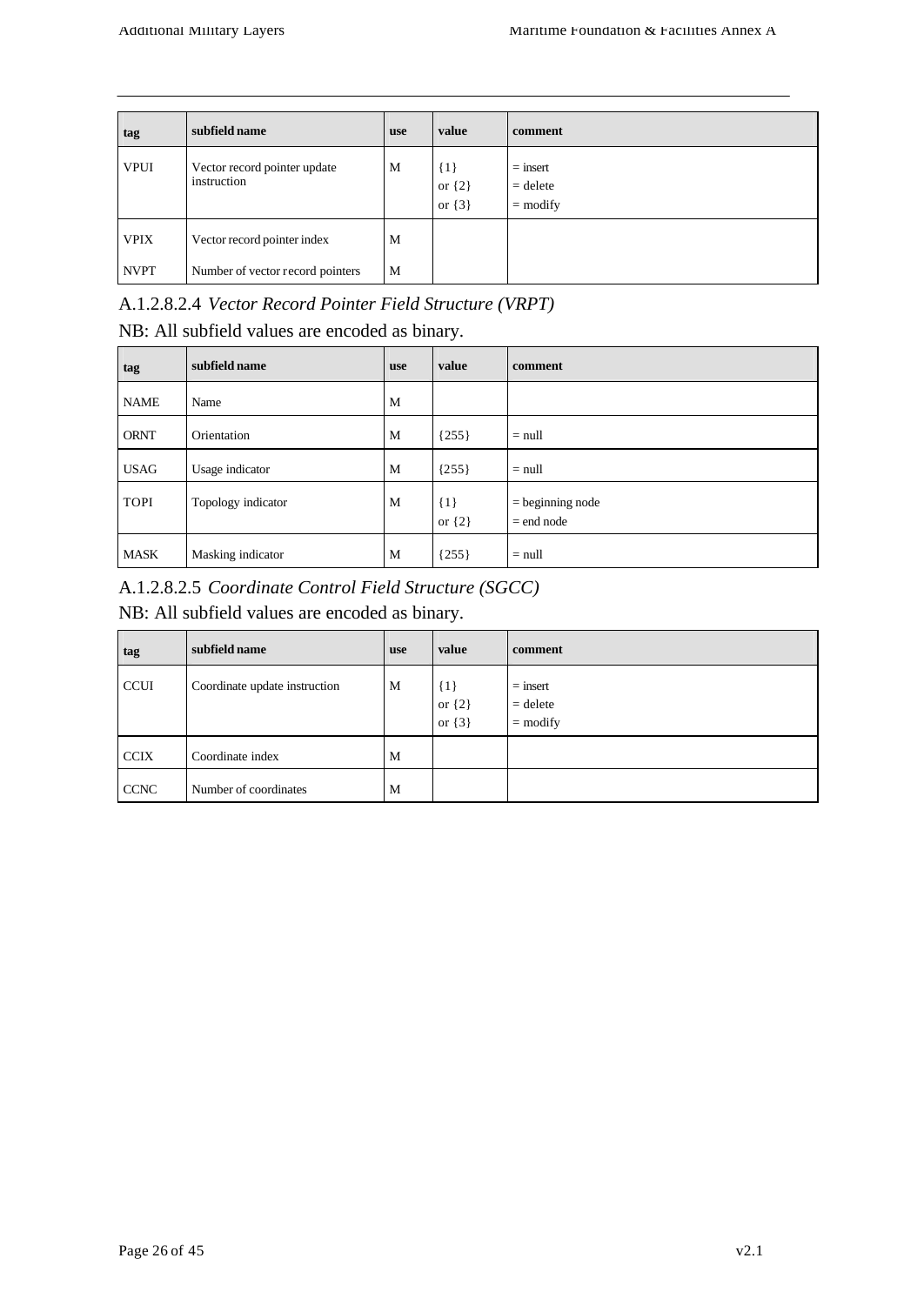| tag | subfield name | use | value | comment |
|---|---|---|---|---|
| VPUI | Vector record pointer update instruction | M | {1}<br>or {2}<br>or {3} | = insert<br>= delete<br>= modify |
| VPIX | Vector record pointer index | M | | |
| NVPT | Number of vector record pointers | M | | |

### A.1.2.8.2.4 *Vector Record Pointer Field Structure (VRPT)*

NB: All subfield values are encoded as binary.

| tag | subfield name | use | value | comment |
|---|---|---|---|---|
| NAME | Name | M | | |
| ORNT | Orientation | M | {255} | = null |
| USAG | Usage indicator | M | {255} | = null |
| TOPI | Topology indicator | M | {1}<br>or {2} | = beginning node<br>= end node |
| MASK | Masking indicator | M | {255} | = null |

### A.1.2.8.2.5 *Coordinate Control Field Structure (SGCC)*

NB: All subfield values are encoded as binary.

| tag | subfield name | use | value | comment |
|---|---|---|---|---|
| CCUI | Coordinate update instruction | M | {1}<br>or {2}<br>or {3} | = insert<br>= delete<br>= modify |
| CCIX | Coordinate index | M | | |
| CCNC | Number of coordinates | M | | |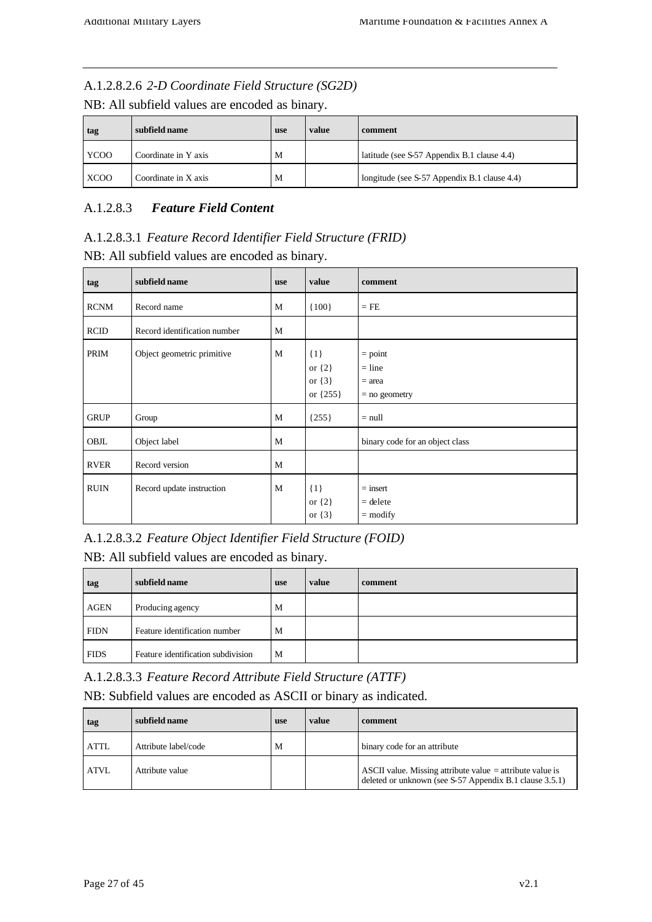### A.1.2.8.2.6 *2-D Coordinate Field Structure (SG2D)*

NB: All subfield values are encoded as binary.

| tag | subfield name | use | value | comment |
|---|---|---|---|---|
| YCOO | Coordinate in Y axis | M | | latitude (see S-57 Appendix B.1 clause 4.4) |
| XCOO | Coordinate in X axis | M | | longitude (see S-57 Appendix B.1 clause 4.4) |

## A.1.2.8.3 ***Feature Field Content***

### A.1.2.8.3.1 *Feature Record Identifier Field Structure (FRID)*

NB: All subfield values are encoded as binary.

| tag | subfield name | use | value | comment |
|---|---|---|---|---|
| RCNM | Record name | M | {100} | = FE |
| RCID | Record identification number | M | | |
| PRIM | Object geometric primitive | M | {1}<br>or {2}<br>or {3}<br>or {255} | = point<br>= line<br>= area<br>= no geometry |
| GRUP | Group | M | {255} | = null |
| OBJL | Object label | M | | binary code for an object class |
| RVER | Record version | M | | |
| RUIN | Record update instruction | M | {1}<br>or {2}<br>or {3} | = insert<br>= delete<br>= modify |

### A.1.2.8.3.2 *Feature Object Identifier Field Structure (FOID)*

NB: All subfield values are encoded as binary.

| tag | subfield name | use | value | comment |
|---|---|---|---|---|
| AGEN | Producing agency | M | | |
| FIDN | Feature identification number | M | | |
| FIDS | Feature identification subdivision | M | | |

### A.1.2.8.3.3 *Feature Record Attribute Field Structure (ATTF)*

NB: Subfield values are encoded as ASCII or binary as indicated.

| tag | subfield name | use | value | comment |
|---|---|---|---|---|
| ATTL | Attribute label/code | M | | binary code for an attribute |
| ATVL | Attribute value | | | ASCII value. Missing attribute value = attribute value is deleted or unknown (see S-57 Appendix B.1 clause 3.5.1) |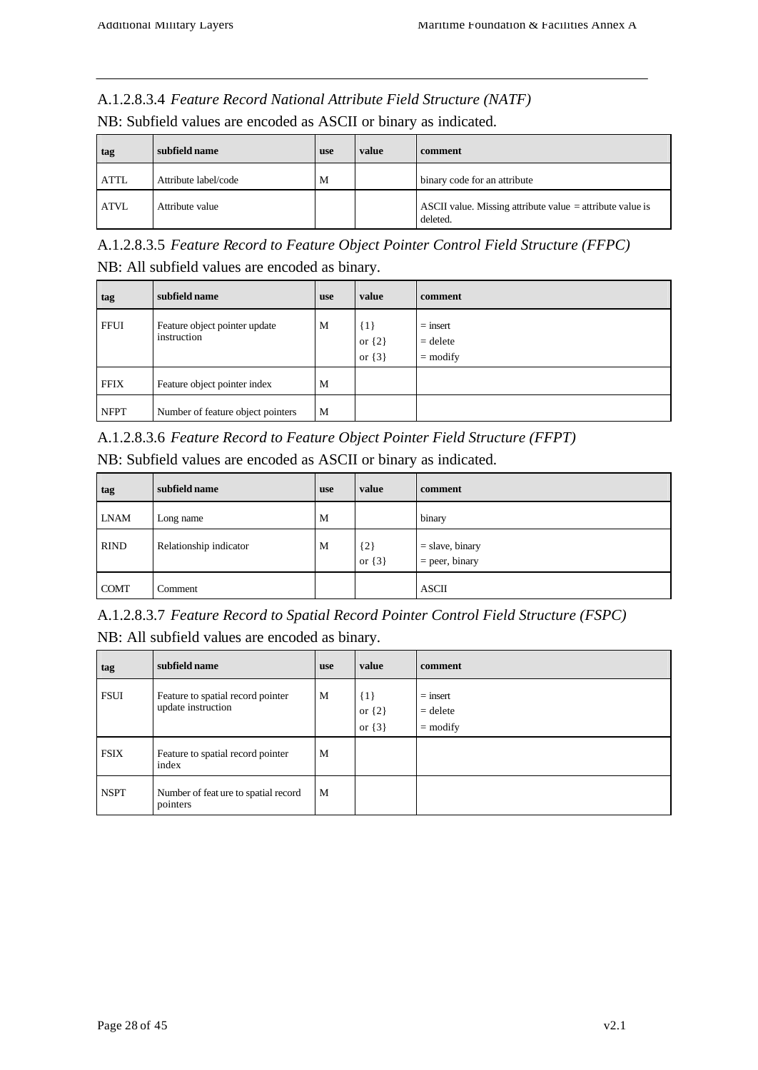#### A.1.2.8.3.4 *Feature Record National Attribute Field Structure (NATF)*

NB: Subfield values are encoded as ASCII or binary as indicated.

| tag | subfield name | use | value | comment |
|---|---|---|---|---|
| ATTL | Attribute label/code | M | | binary code for an attribute |
| ATVL | Attribute value | | | ASCII value. Missing attribute value = attribute value is deleted. |

#### A.1.2.8.3.5 *Feature Record to Feature Object Pointer Control Field Structure (FFPC)*

NB: All subfield values are encoded as binary.

| tag | subfield name | use | value | comment |
|---|---|---|---|---|
| FFUI | Feature object pointer update instruction | M | {1}<br>or {2}<br>or {3} | = insert<br>= delete<br>= modify |
| FFIX | Feature object pointer index | M | | |
| NFPT | Number of feature object pointers | M | | |

#### A.1.2.8.3.6 *Feature Record to Feature Object Pointer Field Structure (FFPT)*

NB: Subfield values are encoded as ASCII or binary as indicated.

| tag | subfield name | use | value | comment |
|---|---|---|---|---|
| LNAM | Long name | M | | binary |
| RIND | Relationship indicator | M | {2}<br>or {3} | = slave, binary<br>= peer, binary |
| COMT | Comment | | | ASCII |

#### A.1.2.8.3.7 *Feature Record to Spatial Record Pointer Control Field Structure (FSPC)*

NB: All subfield values are encoded as binary.

| tag | subfield name | use | value | comment |
|---|---|---|---|---|
| FSUI | Feature to spatial record pointer update instruction | M | {1}<br>or {2}<br>or {3} | = insert<br>= delete<br>= modify |
| FSIX | Feature to spatial record pointer index | M | | |
| NSPT | Number of feat ure to spatial record pointers | M | | |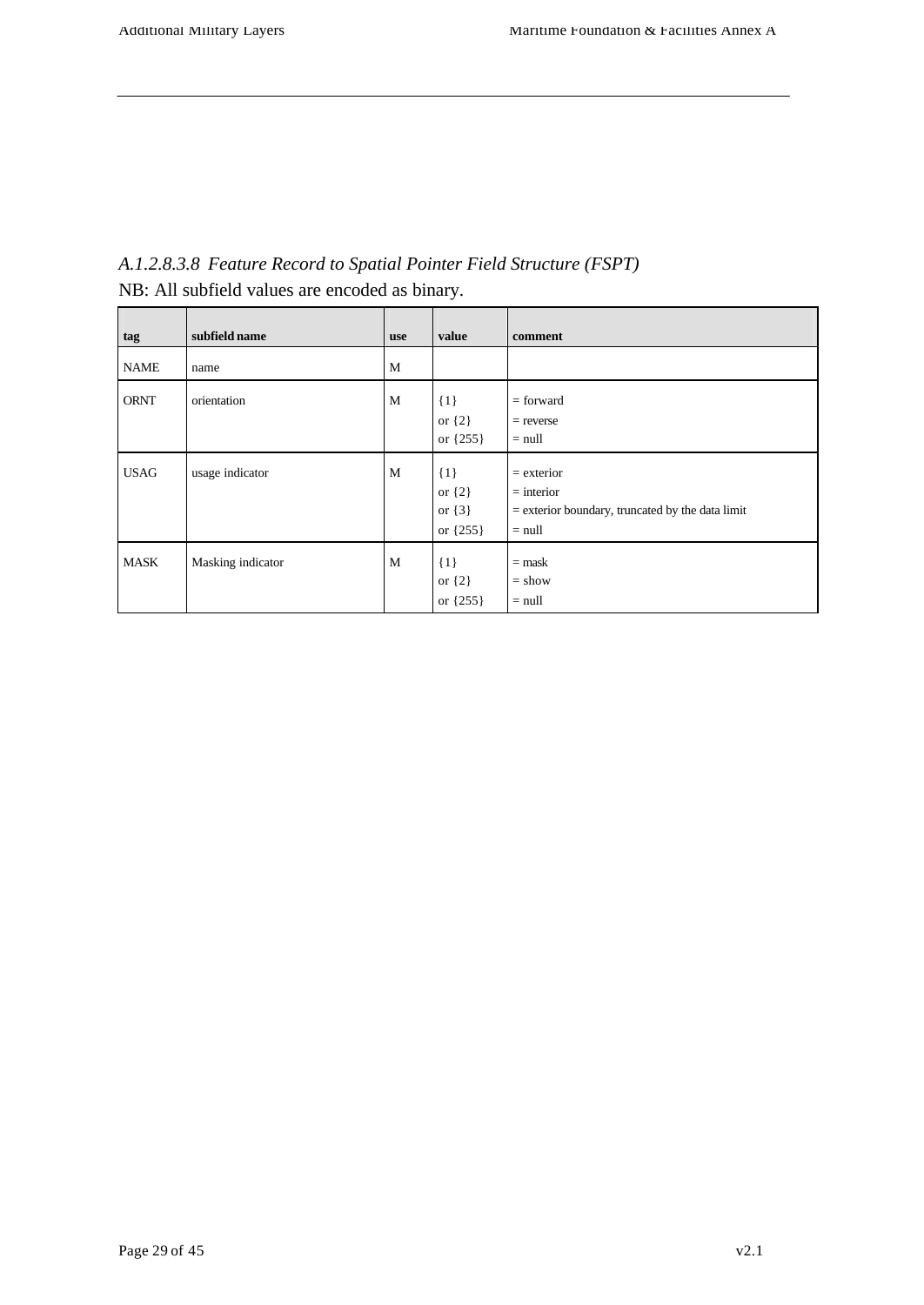#### *A.1.2.8.3.8 Feature Record to Spatial Pointer Field Structure (FSPT)*

NB: All subfield values are encoded as binary.

| tag | subfield name | use | value | comment |
|---|---|---|---|---|
| NAME | name | M | | |
| ORNT | orientation | M | {1}<br>or {2}<br>or {255} | = forward<br>= reverse<br>= null |
| USAG | usage indicator | M | {1}<br>or {2}<br>or {3}<br>or {255} | = exterior<br>= interior<br>= exterior boundary, truncated by the data limit<br>= null |
| MASK | Masking indicator | M | {1}<br>or {2}<br>or {255} | = mask<br>= show<br>= null |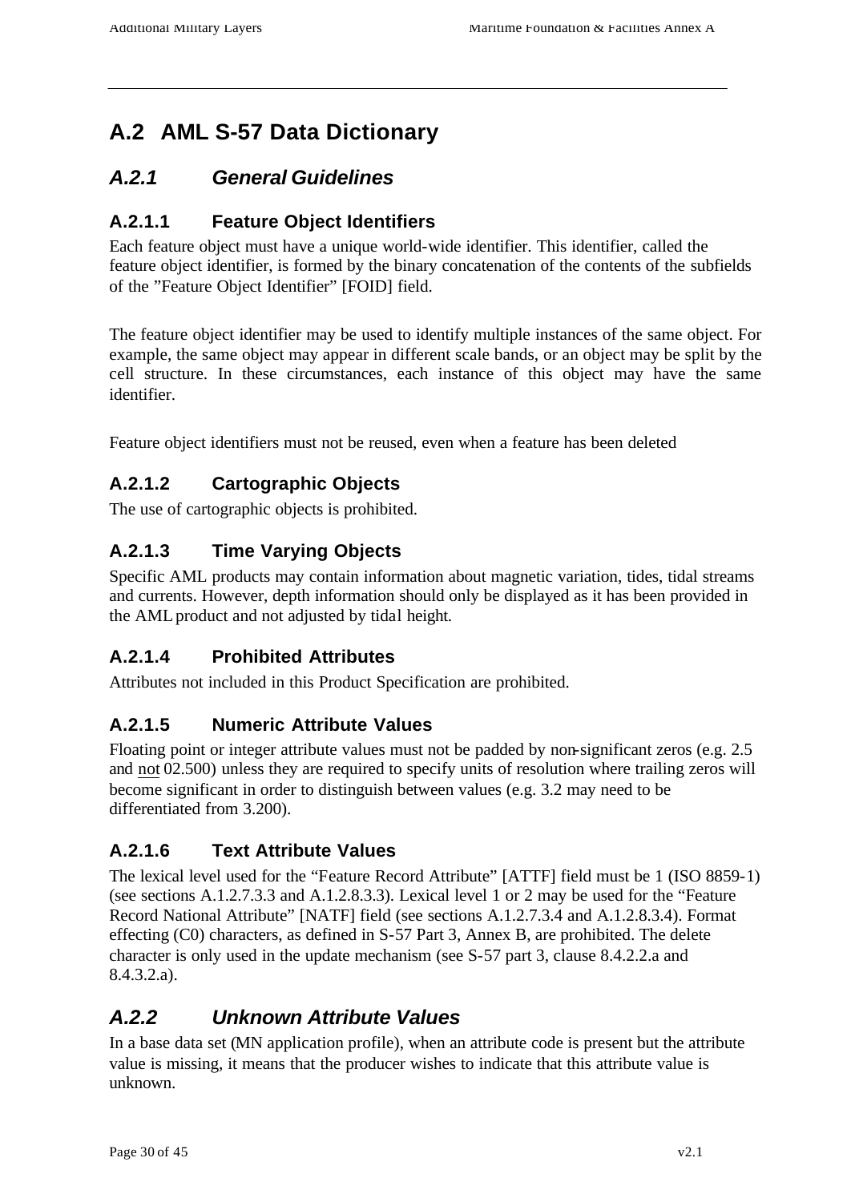# A.2 AML S-57 Data Dictionary

## *A.2.1 General Guidelines*

### A.2.1.1 Feature Object Identifiers

Each feature object must have a unique world-wide identifier. This identifier, called the feature object identifier, is formed by the binary concatenation of the contents of the subfields of the "Feature Object Identifier" [FOID] field.

The feature object identifier may be used to identify multiple instances of the same object. For example, the same object may appear in different scale bands, or an object may be split by the cell structure. In these circumstances, each instance of this object may have the same identifier.

Feature object identifiers must not be reused, even when a feature has been deleted

### A.2.1.2 Cartographic Objects

The use of cartographic objects is prohibited.

### A.2.1.3 Time Varying Objects

Specific AML products may contain information about magnetic variation, tides, tidal streams and currents. However, depth information should only be displayed as it has been provided in the AML product and not adjusted by tidal height.

### A.2.1.4 Prohibited Attributes

Attributes not included in this Product Specification are prohibited.

### A.2.1.5 Numeric Attribute Values

Floating point or integer attribute values must not be padded by non-significant zeros (e.g. 2.5 and <u>not</u> 02.500) unless they are required to specify units of resolution where trailing zeros will become significant in order to distinguish between values (e.g. 3.2 may need to be differentiated from 3.200).

### A.2.1.6 Text Attribute Values

The lexical level used for the "Feature Record Attribute" [ATTF] field must be 1 (ISO 8859-1) (see sections A.1.2.7.3.3 and A.1.2.8.3.3). Lexical level 1 or 2 may be used for the "Feature Record National Attribute" [NATF] field (see sections A.1.2.7.3.4 and A.1.2.8.3.4). Format effecting (C0) characters, as defined in S-57 Part 3, Annex B, are prohibited. The delete character is only used in the update mechanism (see S-57 part 3, clause 8.4.2.2.a and 8.4.3.2.a).

## *A.2.2 Unknown Attribute Values*

In a base data set (MN application profile), when an attribute code is present but the attribute value is missing, it means that the producer wishes to indicate that this attribute value is unknown.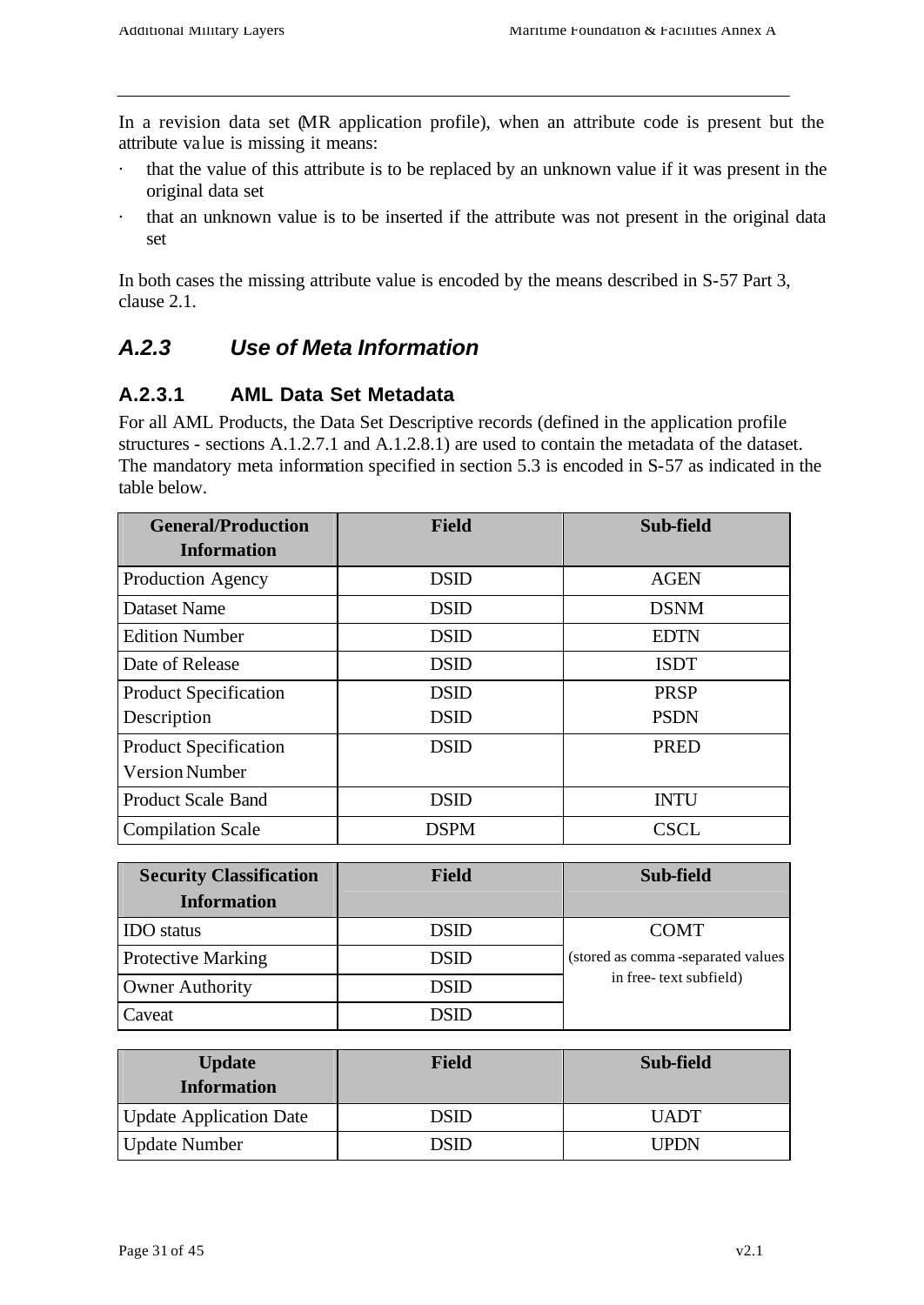In a revision data set (MR application profile), when an attribute code is present but the attribute value is missing it means:

- that the value of this attribute is to be replaced by an unknown value if it was present in the original data set
- that an unknown value is to be inserted if the attribute was not present in the original data set

In both cases the missing attribute value is encoded by the means described in S-57 Part 3, clause 2.1.

## *A.2.3 Use of Meta Information*

### A.2.3.1 AML Data Set Metadata

For all AML Products, the Data Set Descriptive records (defined in the application profile structures - sections A.1.2.7.1 and A.1.2.8.1) are used to contain the metadata of the dataset. The mandatory meta information specified in section 5.3 is encoded in S-57 as indicated in the table below.

| General/Production Information | Field | Sub-field |
|---|---|---|
| Production Agency | DSID | AGEN |
| Dataset Name | DSID | DSNM |
| Edition Number | DSID | EDTN |
| Date of Release | DSID | ISDT |
| Product Specification Description | DSID<br>DSID | PRSP<br>PSDN |
| Product Specification Version Number | DSID | PRED |
| Product Scale Band | DSID | INTU |
| Compilation Scale | DSPM | CSCL |

| Security Classification Information | Field | Sub-field |
|---|---|---|
| IDO status | DSID | COMT (stored as comma-separated values in free-text subfield) |
| Protective Marking | DSID | |
| Owner Authority | DSID | |
| Caveat | DSID | |

| Update Information | Field | Sub-field |
|---|---|---|
| Update Application Date | DSID | UADT |
| Update Number | DSID | UPDN |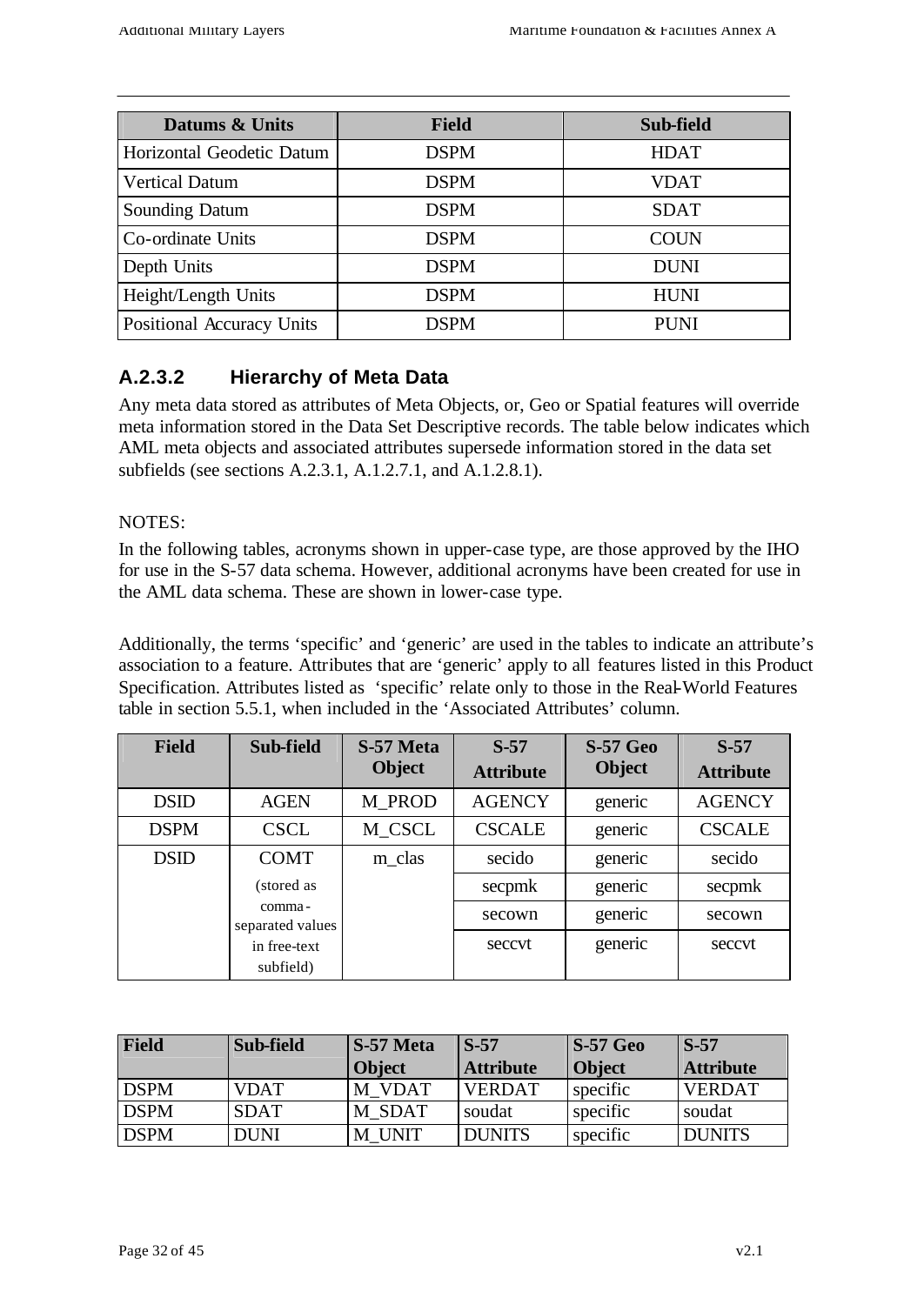| Datums & Units | Field | Sub-field |
| --- | --- | --- |
| Horizontal Geodetic Datum | DSPM | HDAT |
| Vertical Datum | DSPM | VDAT |
| Sounding Datum | DSPM | SDAT |
| Co-ordinate Units | DSPM | COUN |
| Depth Units | DSPM | DUNI |
| Height/Length Units | DSPM | HUNI |
| Positional Accuracy Units | DSPM | PUNI |

### A.2.3.2 Hierarchy of Meta Data

Any meta data stored as attributes of Meta Objects, or, Geo or Spatial features will override meta information stored in the Data Set Descriptive records. The table below indicates which AML meta objects and associated attributes supersede information stored in the data set subfields (see sections A.2.3.1, A.1.2.7.1, and A.1.2.8.1).

NOTES:

In the following tables, acronyms shown in upper-case type, are those approved by the IHO for use in the S-57 data schema. However, additional acronyms have been created for use in the AML data schema. These are shown in lower-case type.

Additionally, the terms 'specific' and 'generic' are used in the tables to indicate an attribute's association to a feature. Attributes that are 'generic' apply to all features listed in this Product Specification. Attributes listed as 'specific' relate only to those in the Real-World Features table in section 5.5.1, when included in the 'Associated Attributes' column.

| Field | Sub-field | S-57 Meta Object | S-57 Attribute | S-57 Geo Object | S-57 Attribute |
| --- | --- | --- | --- | --- | --- |
| DSID | AGEN | M_PROD | AGENCY | generic | AGENCY |
| DSPM | CSCL | M_CSCL | CSCALE | generic | CSCALE |
| DSID | COMT (stored as comma-separated values in free-text subfield) | m_clas | secido | generic | secido |
| | | | secpmk | generic | secpmk |
| | | | secown | generic | secown |
| | | | secvt | generic | seccvt |

| Field | Sub-field | S-57 Meta Object | S-57 Attribute | S-57 Geo Object | S-57 Attribute |
| --- | --- | --- | --- | --- | --- |
| DSPM | VDAT | M_VDAT | VERDAT | specific | VERDAT |
| DSPM | SDAT | M_SDAT | soudat | specific | soudat |
| DSPM | DUNI | M_UNIT | DUNITS | specific | DUNITS |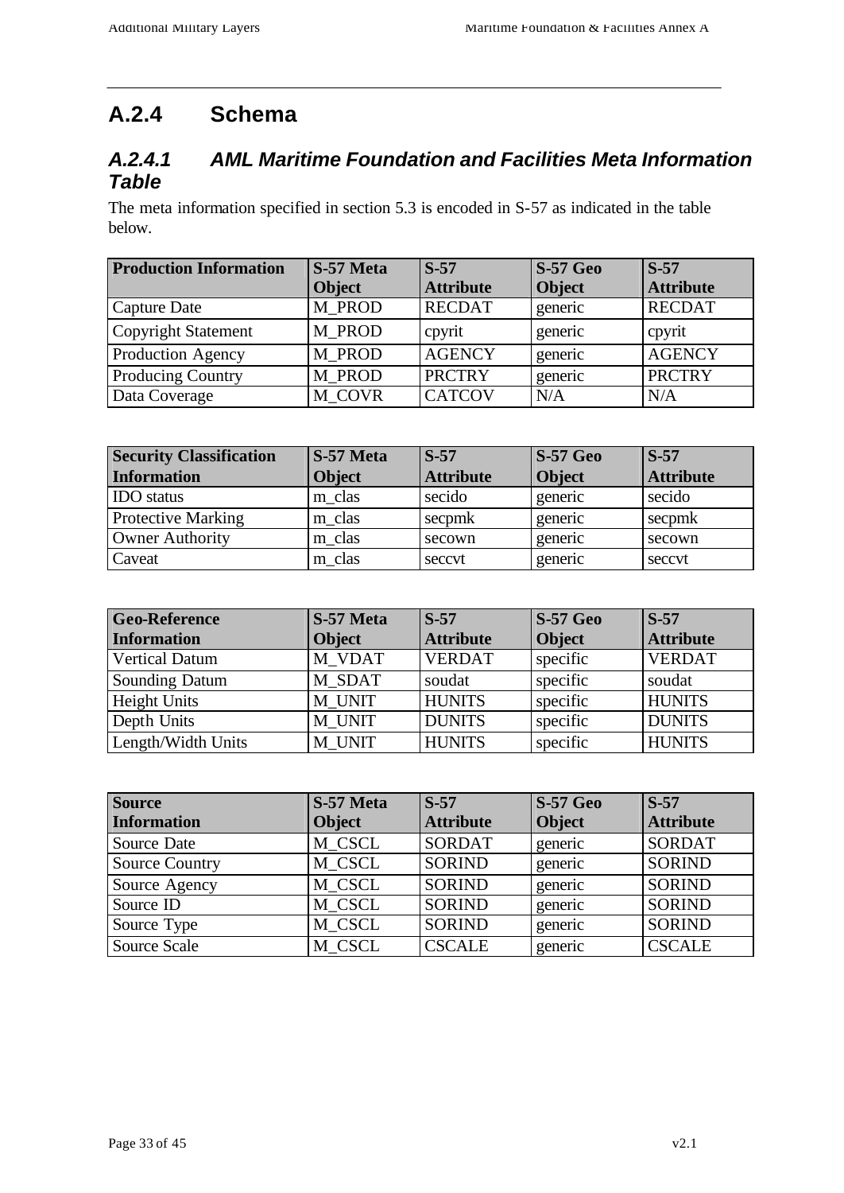## A.2.4 Schema

### *A.2.4.1 AML Maritime Foundation and Facilities Meta Information Table*

The meta information specified in section 5.3 is encoded in S-57 as indicated in the table below.

| **Production Information** | **S-57 Meta Object** | **S-57 Attribute** | **S-57 Geo Object** | **S-57 Attribute** |
|---|---|---|---|---|
| Capture Date | M_PROD | RECDAT | generic | RECDAT |
| Copyright Statement | M_PROD | cpyrit | generic | cpyrit |
| Production Agency | M_PROD | AGENCY | generic | AGENCY |
| Producing Country | M_PROD | PRCTRY | generic | PRCTRY |
| Data Coverage | M_COVR | CATCOV | N/A | N/A |

| **Security Classification Information** | **S-57 Meta Object** | **S-57 Attribute** | **S-57 Geo Object** | **S-57 Attribute** |
|---|---|---|---|---|
| IDO status | m_clas | secido | generic | secido |
| Protective Marking | m_clas | secpmk | generic | secpmk |
| Owner Authority | m_clas | secown | generic | secown |
| Caveat | m_clas | seccvt | generic | seccvt |

| **Geo-Reference Information** | **S-57 Meta Object** | **S-57 Attribute** | **S-57 Geo Object** | **S-57 Attribute** |
|---|---|---|---|---|
| Vertical Datum | M_VDAT | VERDAT | specific | VERDAT |
| Sounding Datum | M_SDAT | soudat | specific | soudat |
| Height Units | M_UNIT | HUNITS | specific | HUNITS |
| Depth Units | M_UNIT | DUNITS | specific | DUNITS |
| Length/Width Units | M_UNIT | HUNITS | specific | HUNITS |

| **Source Information** | **S-57 Meta Object** | **S-57 Attribute** | **S-57 Geo Object** | **S-57 Attribute** |
|---|---|---|---|---|
| Source Date | M_CSCL | SORDAT | generic | SORDAT |
| Source Country | M_CSCL | SORIND | generic | SORIND |
| Source Agency | M_CSCL | SORIND | generic | SORIND |
| Source ID | M_CSCL | SORIND | generic | SORIND |
| Source Type | M_CSCL | SORIND | generic | SORIND |
| Source Scale | M_CSCL | CSCALE | generic | CSCALE |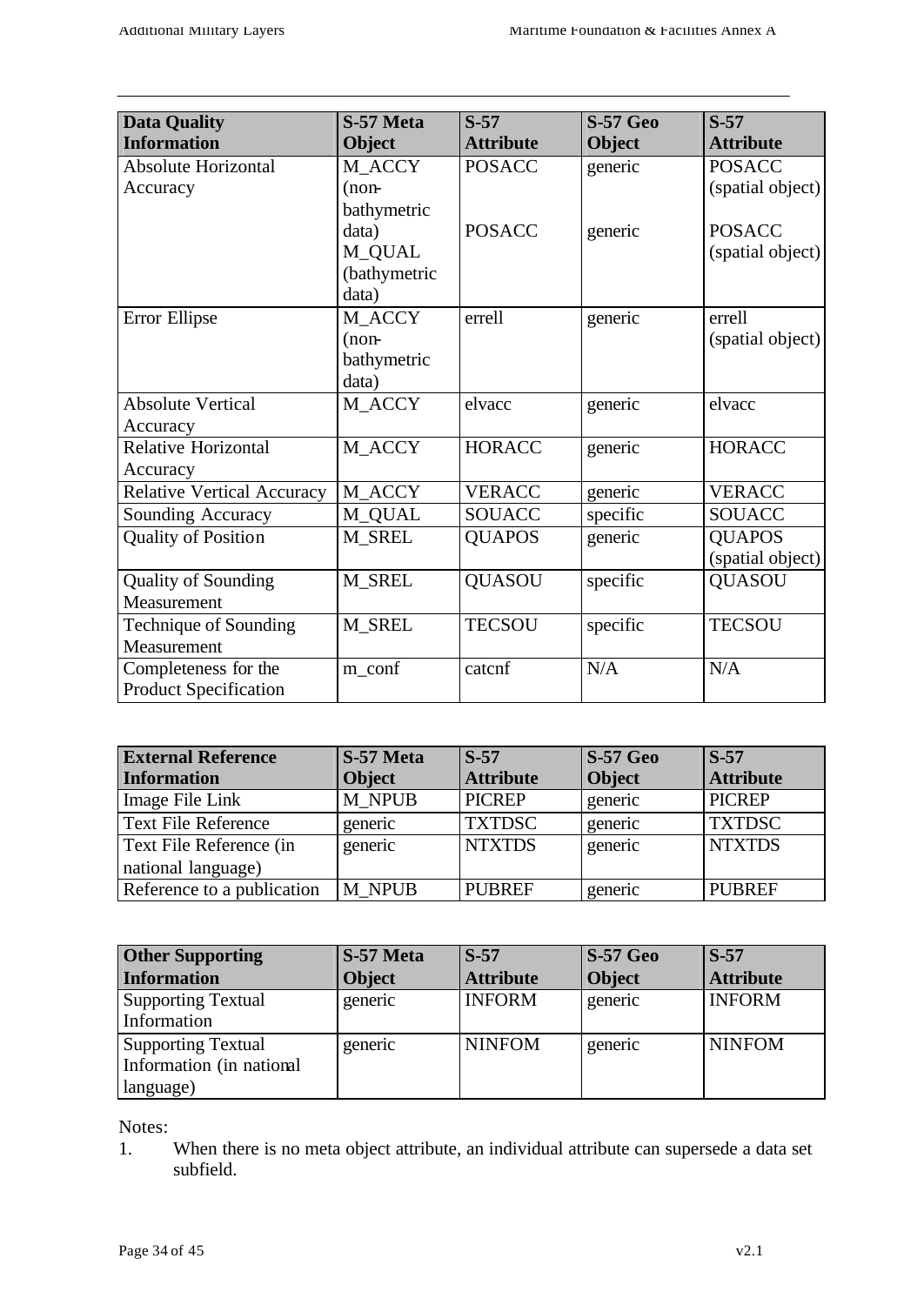| Data Quality Information | S-57 Meta Object | S-57 Attribute | S-57 Geo Object | S-57 Attribute |
|---|---|---|---|---|
| Absolute Horizontal Accuracy | M_ACCY (non-bathymetric data) M_QUAL (bathymetric data) | POSACC POSACC | generic generic | POSACC (spatial object) POSACC (spatial object) |
| Error Ellipse | M_ACCY (non-bathymetric data) | errell | generic | errell (spatial object) |
| Absolute Vertical Accuracy | M_ACCY | elvacc | generic | elvacc |
| Relative Horizontal Accuracy | M_ACCY | HORACC | generic | HORACC |
| Relative Vertical Accuracy | M_ACCY | VERACC | generic | VERACC |
| Sounding Accuracy | M_QUAL | SOUACC | specific | SOUACC |
| Quality of Position | M_SREL | QUAPOS | generic | QUAPOS (spatial object) |
| Quality of Sounding Measurement | M_SREL | QUASOU | specific | QUASOU |
| Technique of Sounding Measurement | M_SREL | TECSOU | specific | TECSOU |
| Completeness for the Product Specification | m_conf | catcnf | N/A | N/A |

| External Reference Information | S-57 Meta Object | S-57 Attribute | S-57 Geo Object | S-57 Attribute |
|---|---|---|---|---|
| Image File Link | M_NPUB | PICREP | generic | PICREP |
| Text File Reference | generic | TXTDSC | generic | TXTDSC |
| Text File Reference (in national language) | generic | NTXTDS | generic | NTXTDS |
| Reference to a publication | M_NPUB | PUBREF | generic | PUBREF |

| Other Supporting Information | S-57 Meta Object | S-57 Attribute | S-57 Geo Object | S-57 Attribute |
|---|---|---|---|---|
| Supporting Textual Information | generic | INFORM | generic | INFORM |
| Supporting Textual Information (in national language) | generic | NINFOM | generic | NINFOM |

Notes:

1. When there is no meta object attribute, an individual attribute can supersede a data set subfield.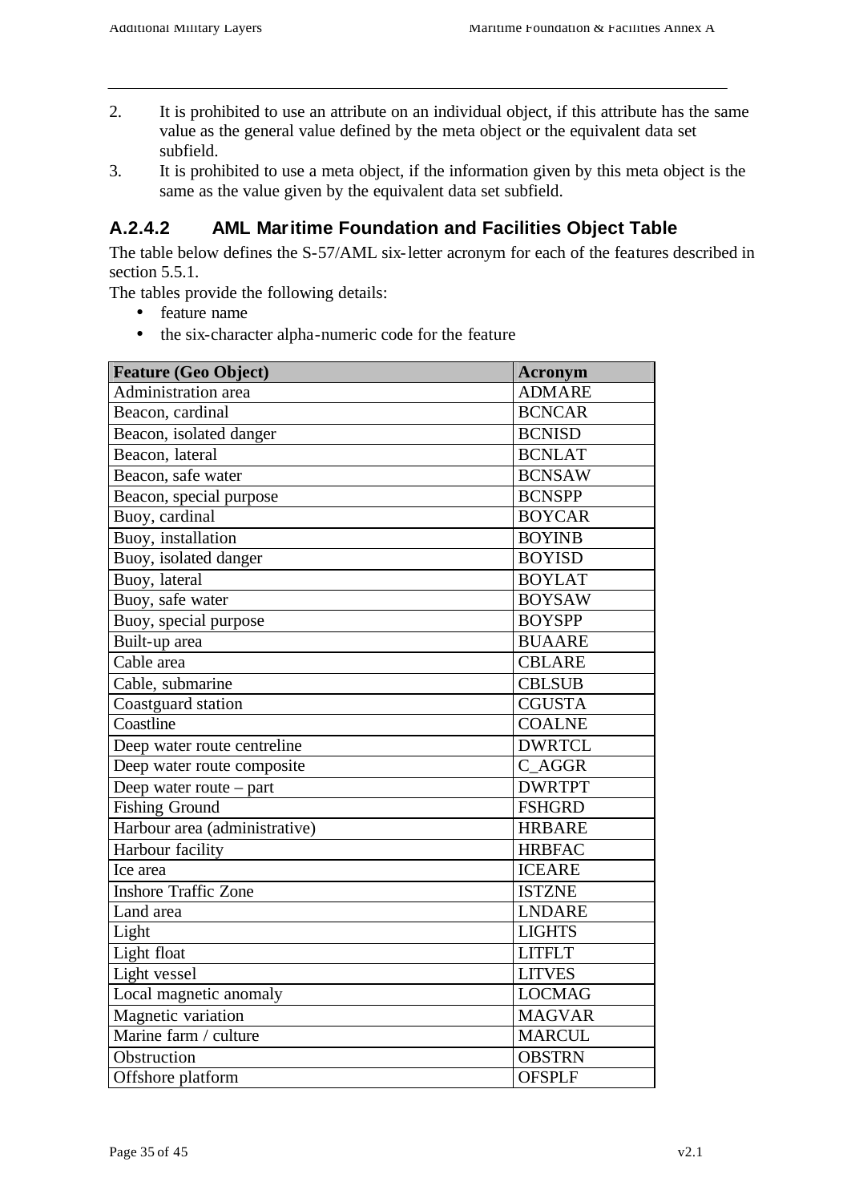2. It is prohibited to use an attribute on an individual object, if this attribute has the same value as the general value defined by the meta object or the equivalent data set subfield.
3. It is prohibited to use a meta object, if the information given by this meta object is the same as the value given by the equivalent data set subfield.

### A.2.4.2 AML Maritime Foundation and Facilities Object Table

The table below defines the S-57/AML six-letter acronym for each of the features described in section 5.5.1.

The tables provide the following details:

- feature name
- the six-character alpha-numeric code for the feature

| Feature (Geo Object) | Acronym |
|---|---|
| Administration area | ADMARE |
| Beacon, cardinal | BCNCAR |
| Beacon, isolated danger | BCNISD |
| Beacon, lateral | BCNLAT |
| Beacon, safe water | BCNSAW |
| Beacon, special purpose | BCNSPP |
| Buoy, cardinal | BOYCAR |
| Buoy, installation | BOYINB |
| Buoy, isolated danger | BOYISD |
| Buoy, lateral | BOYLAT |
| Buoy, safe water | BOYSAW |
| Buoy, special purpose | BOYSPP |
| Built-up area | BUAARE |
| Cable area | CBLARE |
| Cable, submarine | CBLSUB |
| Coastguard station | CGUSTA |
| Coastline | COALNE |
| Deep water route centreline | DWRTCL |
| Deep water route composite | C_AGGR |
| Deep water route – part | DWRTPT |
| Fishing Ground | FSHGRD |
| Harbour area (administrative) | HRBARE |
| Harbour facility | HRBFAC |
| Ice area | ICEARE |
| Inshore Traffic Zone | ISTZNE |
| Land area | LNDARE |
| Light | LIGHTS |
| Light float | LITFLT |
| Light vessel | LITVES |
| Local magnetic anomaly | LOCMAG |
| Magnetic variation | MAGVAR |
| Marine farm / culture | MARCUL |
| Obstruction | OBSTRN |
| Offshore platform | OFSPLF |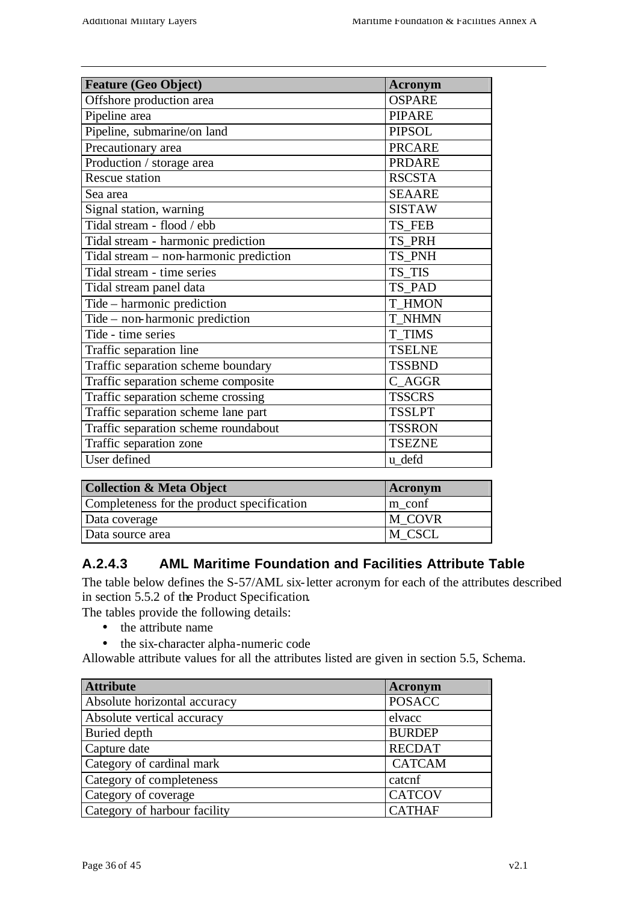| Feature (Geo Object) | Acronym |
|---|---|
| Offshore production area | OSPARE |
| Pipeline area | PIPARE |
| Pipeline, submarine/on land | PIPSOL |
| Precautionary area | PRCARE |
| Production / storage area | PRDARE |
| Rescue station | RSCSTA |
| Sea area | SEAARE |
| Signal station, warning | SISTAW |
| Tidal stream - flood / ebb | TS_FEB |
| Tidal stream - harmonic prediction | TS_PRH |
| Tidal stream – non-harmonic prediction | TS_PNH |
| Tidal stream - time series | TS_TIS |
| Tidal stream panel data | TS_PAD |
| Tide – harmonic prediction | T_HMON |
| Tide – non-harmonic prediction | T_NHMN |
| Tide - time series | T_TIMS |
| Traffic separation line | TSELNE |
| Traffic separation scheme boundary | TSSBND |
| Traffic separation scheme composite | C_AGGR |
| Traffic separation scheme crossing | TSSCRS |
| Traffic separation scheme lane part | TSSLPT |
| Traffic separation scheme roundabout | TSSRON |
| Traffic separation zone | TSEZNE |
| User defined | u_defd |

| Collection & Meta Object | Acronym |
|---|---|
| Completeness for the product specification | m_conf |
| Data coverage | M_COVR |
| Data source area | M_CSCL |

### A.2.4.3 AML Maritime Foundation and Facilities Attribute Table

The table below defines the S-57/AML six-letter acronym for each of the attributes described in section 5.5.2 of the Product Specification.

The tables provide the following details:

- the attribute name
- the six-character alpha-numeric code

Allowable attribute values for all the attributes listed are given in section 5.5, Schema.

| Attribute | Acronym |
|---|---|
| Absolute horizontal accuracy | POSACC |
| Absolute vertical accuracy | elvacc |
| Buried depth | BURDEP |
| Capture date | RECDAT |
| Category of cardinal mark | CATCAM |
| Category of completeness | catcnf |
| Category of coverage | CATCOV |
| Category of harbour facility | CATHAF |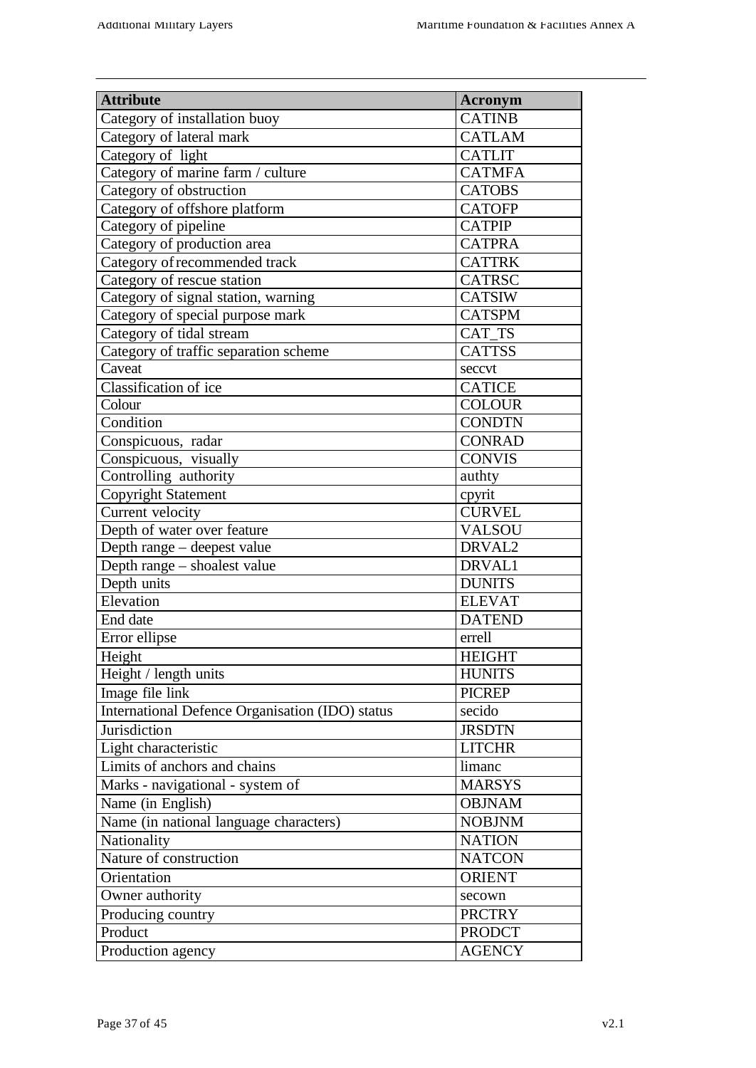| Attribute | Acronym |
|---|---|
| Category of installation buoy | CATINB |
| Category of lateral mark | CATLAM |
| Category of light | CATLIT |
| Category of marine farm / culture | CATMFA |
| Category of obstruction | CATOBS |
| Category of offshore platform | CATOFP |
| Category of pipeline | CATPIP |
| Category of production area | CATPRA |
| Category of recommended track | CATTRK |
| Category of rescue station | CATRSC |
| Category of signal station, warning | CATSIW |
| Category of special purpose mark | CATSPM |
| Category of tidal stream | CAT_TS |
| Category of traffic separation scheme | CATTSS |
| Caveat | seccvt |
| Classification of ice | CATICE |
| Colour | COLOUR |
| Condition | CONDTN |
| Conspicuous, radar | CONRAD |
| Conspicuous, visually | CONVIS |
| Controlling authority | authty |
| Copyright Statement | cpyrit |
| Current velocity | CURVEL |
| Depth of water over feature | VALSOU |
| Depth range – deepest value | DRVAL2 |
| Depth range – shoalest value | DRVAL1 |
| Depth units | DUNITS |
| Elevation | ELEVAT |
| End date | DATEND |
| Error ellipse | errell |
| Height | HEIGHT |
| Height / length units | HUNITS |
| Image file link | PICREP |
| International Defence Organisation (IDO) status | secido |
| Jurisdiction | JRSDTN |
| Light characteristic | LITCHR |
| Limits of anchors and chains | limanc |
| Marks - navigational - system of | MARSYS |
| Name (in English) | OBJNAM |
| Name (in national language characters) | NOBJNM |
| Nationality | NATION |
| Nature of construction | NATCON |
| Orientation | ORIENT |
| Owner authority | secown |
| Producing country | PRCTRY |
| Product | PRODCT |
| Production agency | AGENCY |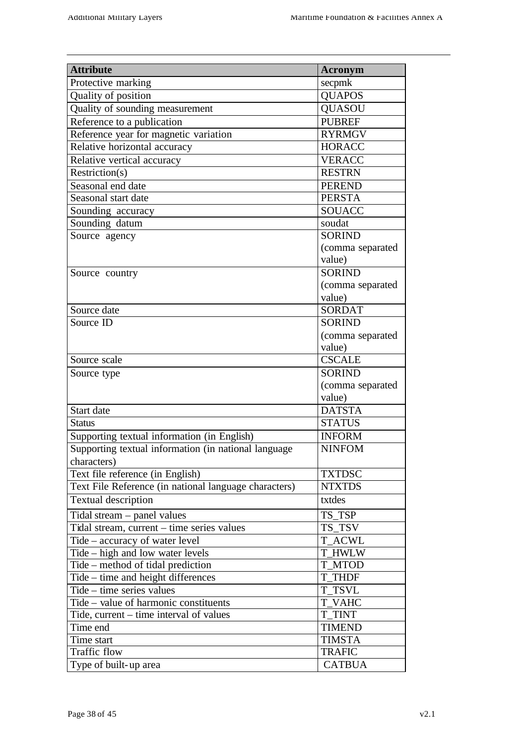| Attribute | Acronym |
|---|---|
| Protective marking | secpmk |
| Quality of position | QUAPOS |
| Quality of sounding measurement | QUASOU |
| Reference to a publication | PUBREF |
| Reference year for magnetic variation | RYRMGV |
| Relative horizontal accuracy | HORACC |
| Relative vertical accuracy | VERACC |
| Restriction(s) | RESTRN |
| Seasonal end date | PEREND |
| Seasonal start date | PERSTA |
| Sounding accuracy | SOUACC |
| Sounding datum | soudat |
| Source agency | SORIND (comma separated value) |
| Source country | SORIND (comma separated value) |
| Source date | SORDAT |
| Source ID | SORIND (comma separated value) |
| Source scale | CSCALE |
| Source type | SORIND (comma separated value) |
| Start date | DATSTA |
| Status | STATUS |
| Supporting textual information (in English) | INFORM |
| Supporting textual information (in national language characters) | NINFOM |
| Text file reference (in English) | TXTDSC |
| Text File Reference (in national language characters) | NTXTDS |
| Textual description | txtdes |
| Tidal stream – panel values | TS_TSP |
| Tidal stream, current – time series values | TS_TSV |
| Tide – accuracy of water level | T_ACWL |
| Tide – high and low water levels | T_HWLW |
| Tide – method of tidal prediction | T_MTOD |
| Tide – time and height differences | T_THDF |
| Tide – time series values | T_TSVL |
| Tide – value of harmonic constituents | T_VAHC |
| Tide, current – time interval of values | T_TINT |
| Time end | TIMEND |
| Time start | TIMSTA |
| Traffic flow | TRAFIC |
| Type of built-up area | CATBUA |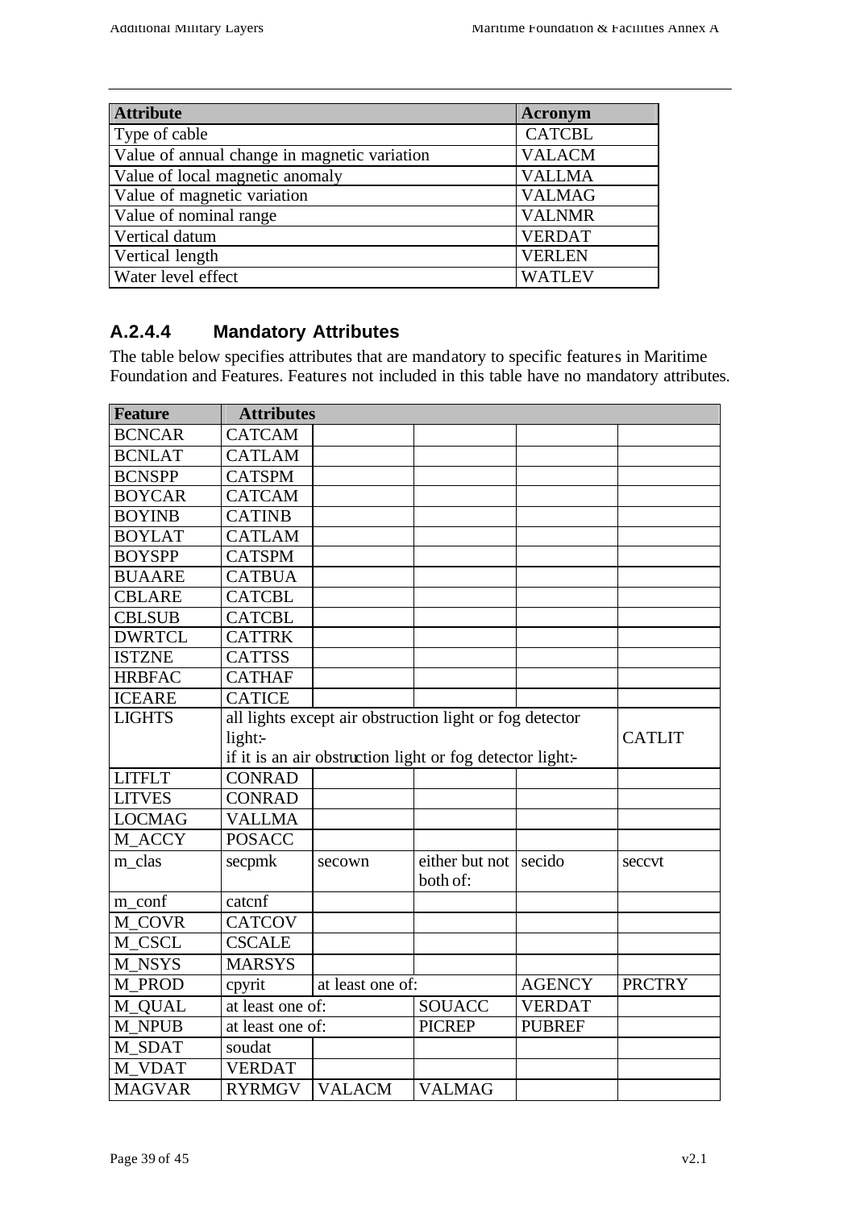| Attribute | Acronym |
|---|---|
| Type of cable | CATCBL |
| Value of annual change in magnetic variation | VALACM |
| Value of local magnetic anomaly | VALLMA |
| Value of magnetic variation | VALMAG |
| Value of nominal range | VALNMR |
| Vertical datum | VERDAT |
| Vertical length | VERLEN |
| Water level effect | WATLEV |

### A.2.4.4 Mandatory Attributes

The table below specifies attributes that are mandatory to specific features in Maritime Foundation and Features. Features not included in this table have no mandatory attributes.

| Feature | Attributes | | | | |
|---|---|---|---|---|---|
| BCNCAR | CATCAM | | | | |
| BCNLAT | CATLAM | | | | |
| BCNSPP | CATSPM | | | | |
| BOYCAR | CATCAM | | | | |
| BOYINB | CATINB | | | | |
| BOYLAT | CATLAM | | | | |
| BOYSPP | CATSPM | | | | |
| BUAARE | CATBUA | | | | |
| CBLARE | CATCBL | | | | |
| CBLSUB | CATCBL | | | | |
| DWRTCL | CATTRK | | | | |
| ISTZNE | CATTSS | | | | |
| HRBFAC | CATHAF | | | | |
| ICEARE | CATICE | | | | |
| LIGHTS | all lights except air obstruction light or fog detector light:- if it is an air obstruction light or fog detector light:- | | | | CATLIT |
| LITFLT | CONRAD | | | | |
| LITVES | CONRAD | | | | |
| LOCMAG | VALLMA | | | | |
| M_ACCY | POSACC | | | | |
| m_clas | secpmk | secown | either but not both of: | secido | seccvt |
| m_conf | catcnf | | | | |
| M_COVR | CATCOV | | | | |
| M_CSCL | CSCALE | | | | |
| M_NSYS | MARSYS | | | | |
| M_PROD | cpyrit | at least one of: | | AGENCY | PRCTRY |
| M_QUAL | at least one of: | | SOUACC | VERDAT | |
| M_NPUB | at least one of: | | PICREP | PUBREF | |
| M_SDAT | soudat | | | | |
| M_VDAT | VERDAT | | | | |
| MAGVAR | RYRMGV | VALACM | VALMAG | | |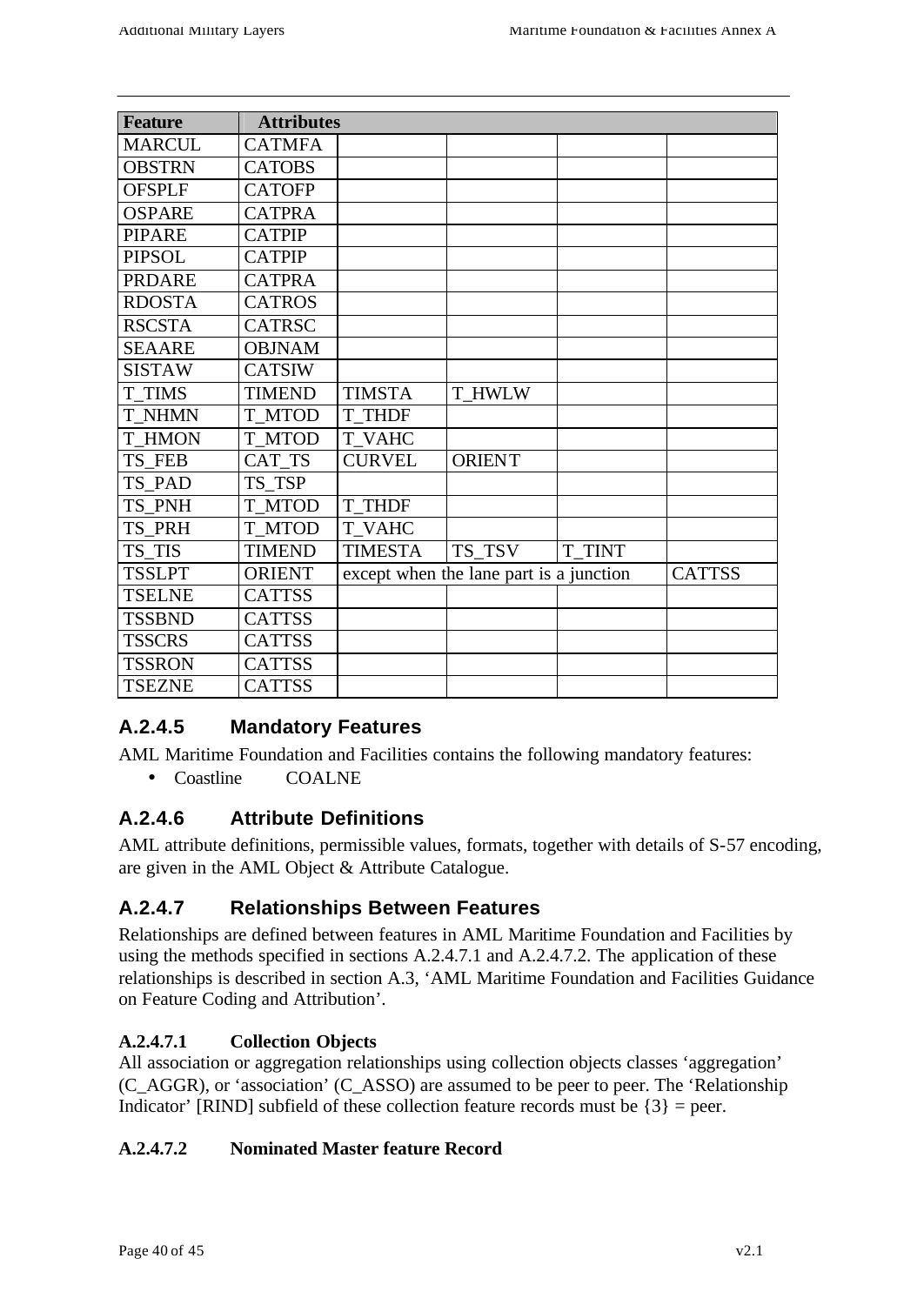| Feature | Attributes | | | | |
|---|---|---|---|---|---|
| MARCUL | CATMFA | | | | |
| OBSTRN | CATOBS | | | | |
| OFSPLF | CATOFP | | | | |
| OSPARE | CATPRA | | | | |
| PIPARE | CATPIP | | | | |
| PIPSOL | CATPIP | | | | |
| PRDARE | CATPRA | | | | |
| RDOSTA | CATROS | | | | |
| RSCSTA | CATRSC | | | | |
| SEAARE | OBJNAM | | | | |
| SISTAW | CATSIW | | | | |
| T_TIMS | TIMEND | TIMSTA | T_HWLW | | |
| T_NHMN | T_MTOD | T_THDF | | | |
| T_HMON | T_MTOD | T_VAHC | | | |
| TS_FEB | CAT_TS | CURVEL | ORIENT | | |
| TS_PAD | TS_TSP | | | | |
| TS_PNH | T_MTOD | T_THDF | | | |
| TS_PRH | T_MTOD | T_VAHC | | | |
| TS_TIS | TIMEND | TIMESTA | TS_TSV | T_TINT | |
| TSSLPT | ORIENT | except when the lane part is a junction | | | CATTSS |
| TSELNE | CATTSS | | | | |
| TSSBND | CATTSS | | | | |
| TSSCRS | CATTSS | | | | |
| TSSRON | CATTSS | | | | |
| TSEZNE | CATTSS | | | | |

### A.2.4.5 Mandatory Features

AML Maritime Foundation and Facilities contains the following mandatory features:

- Coastline COALNE

### A.2.4.6 Attribute Definitions

AML attribute definitions, permissible values, formats, together with details of S-57 encoding, are given in the AML Object & Attribute Catalogue.

### A.2.4.7 Relationships Between Features

Relationships are defined between features in AML Maritime Foundation and Facilities by using the methods specified in sections A.2.4.7.1 and A.2.4.7.2. The application of these relationships is described in section A.3, 'AML Maritime Foundation and Facilities Guidance on Feature Coding and Attribution'.

#### A.2.4.7.1 Collection Objects

All association or aggregation relationships using collection objects classes 'aggregation' (C_AGGR), or 'association' (C_ASSO) are assumed to be peer to peer. The 'Relationship Indicator' [RIND] subfield of these collection feature records must be {3} = peer.

#### A.2.4.7.2 Nominated Master feature Record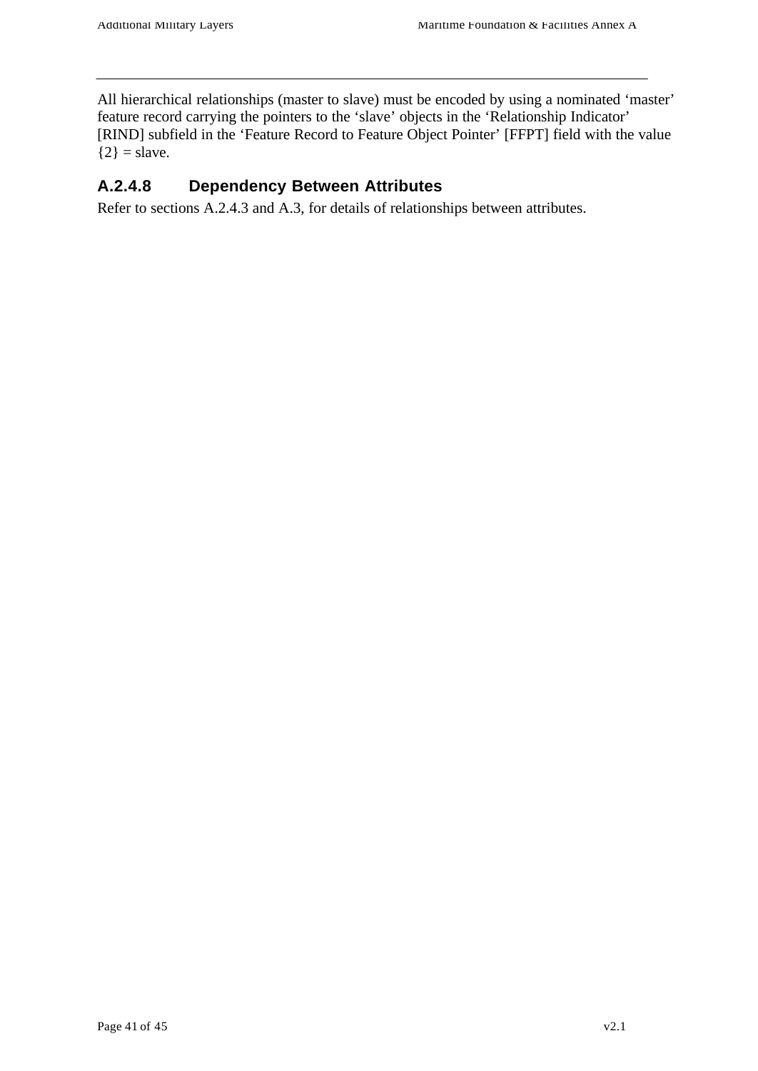All hierarchical relationships (master to slave) must be encoded by using a nominated ‘master’ feature record carrying the pointers to the ‘slave’ objects in the ‘Relationship Indicator’ [RIND] subfield in the ‘Feature Record to Feature Object Pointer’ [FFPT] field with the value {2} = slave.

### A.2.4.8 Dependency Between Attributes

Refer to sections A.2.4.3 and A.3, for details of relationships between attributes.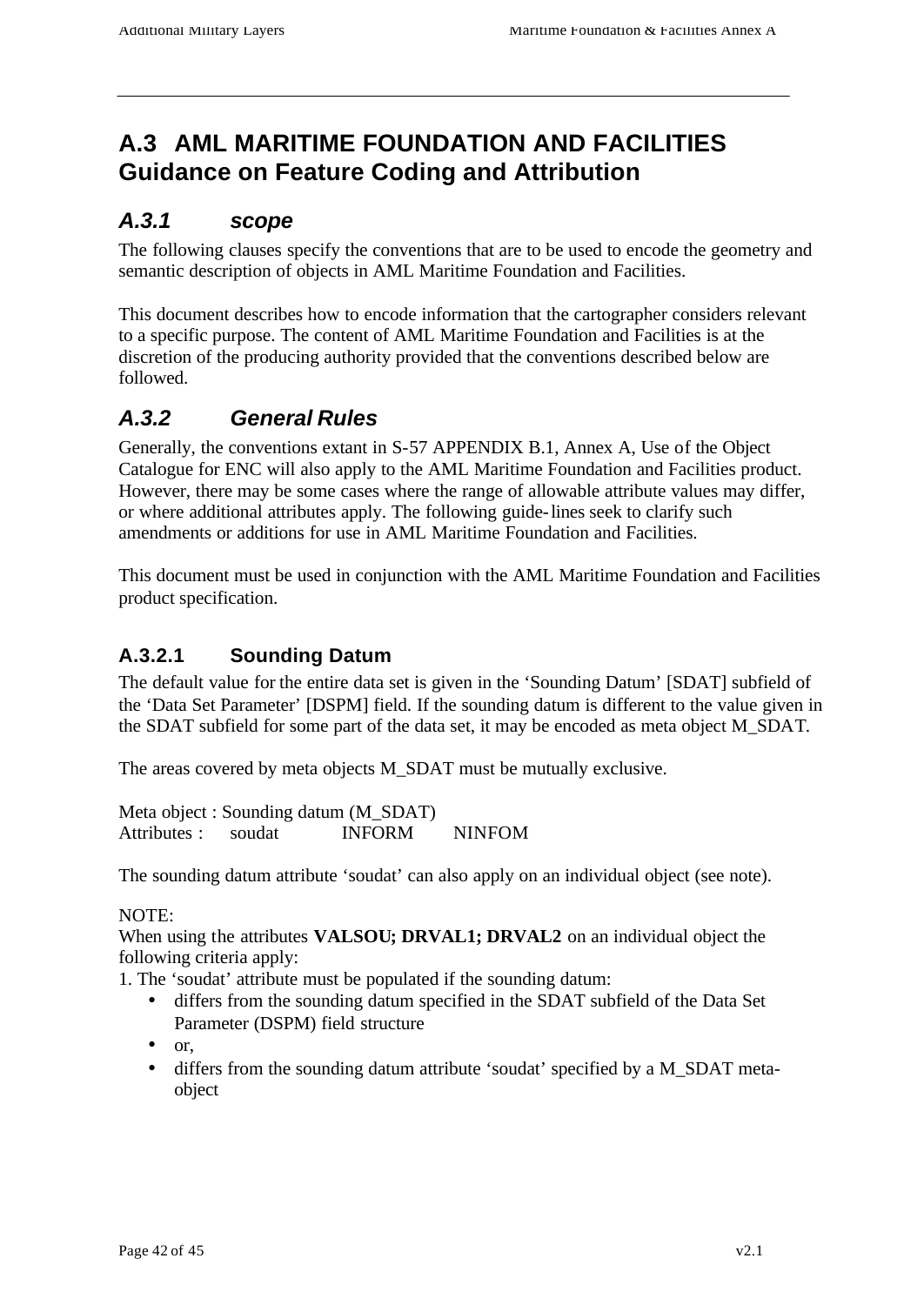## A.3 AML MARITIME FOUNDATION AND FACILITIES Guidance on Feature Coding and Attribution

### *A.3.1 scope*

The following clauses specify the conventions that are to be used to encode the geometry and semantic description of objects in AML Maritime Foundation and Facilities.

This document describes how to encode information that the cartographer considers relevant to a specific purpose. The content of AML Maritime Foundation and Facilities is at the discretion of the producing authority provided that the conventions described below are followed.

### *A.3.2 General Rules*

Generally, the conventions extant in S-57 APPENDIX B.1, Annex A, Use of the Object Catalogue for ENC will also apply to the AML Maritime Foundation and Facilities product. However, there may be some cases where the range of allowable attribute values may differ, or where additional attributes apply. The following guide-lines seek to clarify such amendments or additions for use in AML Maritime Foundation and Facilities.

This document must be used in conjunction with the AML Maritime Foundation and Facilities product specification.

#### A.3.2.1 Sounding Datum

The default value for the entire data set is given in the 'Sounding Datum' [SDAT] subfield of the 'Data Set Parameter' [DSPM] field. If the sounding datum is different to the value given in the SDAT subfield for some part of the data set, it may be encoded as meta object M_SDAT.

The areas covered by meta objects M_SDAT must be mutually exclusive.

Meta object : Sounding datum (M_SDAT)
Attributes : soudat INFORM NINFOM

The sounding datum attribute 'soudat' can also apply on an individual object (see note).

NOTE:
When using the attributes **VALSOU; DRVAL1; DRVAL2** on an individual object the following criteria apply:
1. The 'soudat' attribute must be populated if the sounding datum:
- differs from the sounding datum specified in the SDAT subfield of the Data Set Parameter (DSPM) field structure
- or,
- differs from the sounding datum attribute 'soudat' specified by a M_SDAT meta-object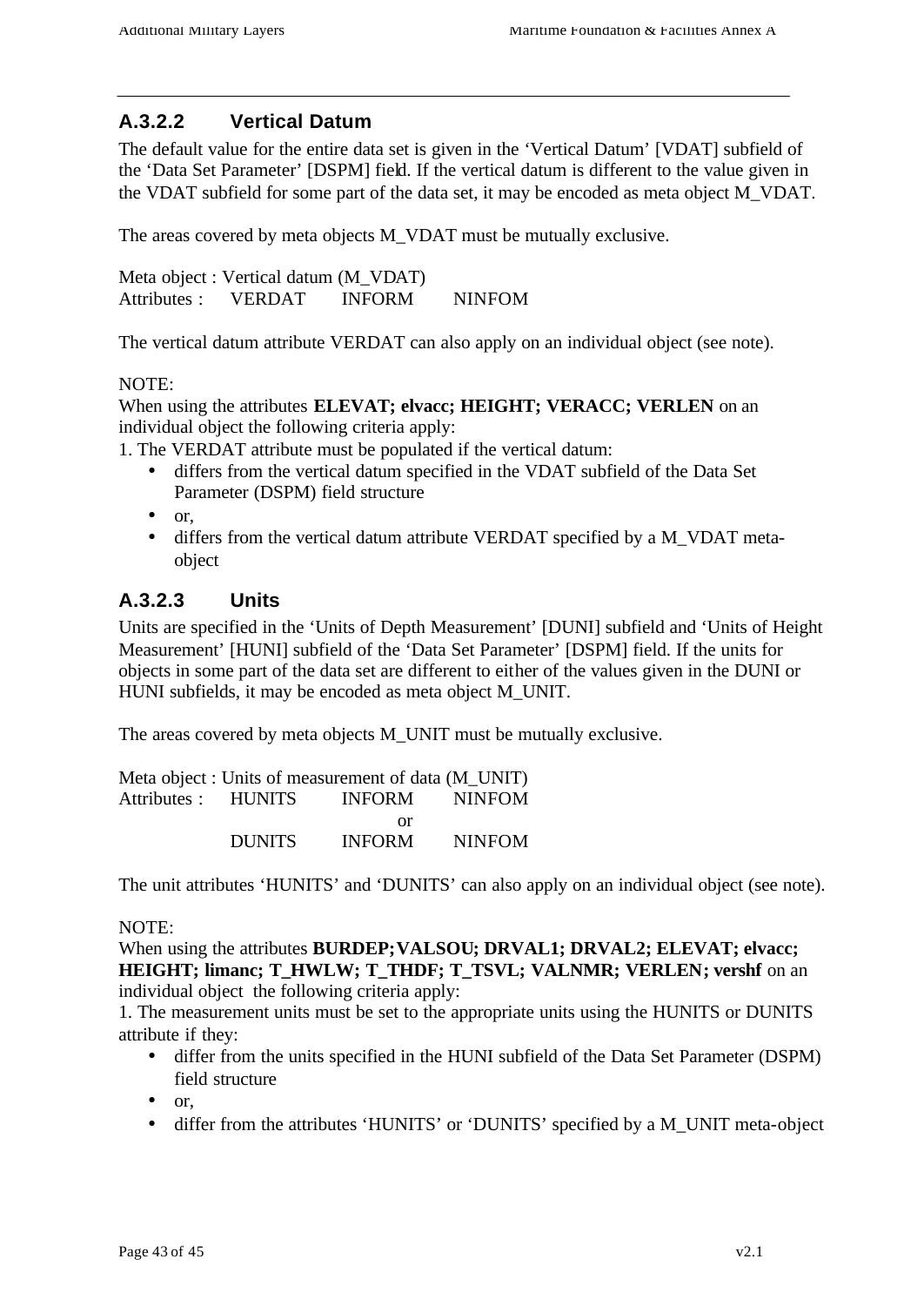### A.3.2.2 Vertical Datum

The default value for the entire data set is given in the 'Vertical Datum' [VDAT] subfield of the 'Data Set Parameter' [DSPM] field. If the vertical datum is different to the value given in the VDAT subfield for some part of the data set, it may be encoded as meta object M_VDAT.

The areas covered by meta objects M_VDAT must be mutually exclusive.

Meta object : Vertical datum (M_VDAT)
Attributes : VERDAT INFORM NINFOM

The vertical datum attribute VERDAT can also apply on an individual object (see note).

NOTE:
When using the attributes **ELEVAT; elvacc; HEIGHT; VERACC; VERLEN** on an individual object the following criteria apply:
1. The VERDAT attribute must be populated if the vertical datum:

- differs from the vertical datum specified in the VDAT subfield of the Data Set Parameter (DSPM) field structure
- or,
- differs from the vertical datum attribute VERDAT specified by a M_VDAT meta-object

### A.3.2.3 Units

Units are specified in the 'Units of Depth Measurement' [DUNI] subfield and 'Units of Height Measurement' [HUNI] subfield of the 'Data Set Parameter' [DSPM] field. If the units for objects in some part of the data set are different to either of the values given in the DUNI or HUNI subfields, it may be encoded as meta object M_UNIT.

The areas covered by meta objects M_UNIT must be mutually exclusive.

Meta object : Units of measurement of data (M_UNIT)
Attributes : HUNITS INFORM NINFOM
or
DUNITS INFORM NINFOM

The unit attributes 'HUNITS' and 'DUNITS' can also apply on an individual object (see note).

NOTE:
When using the attributes **BURDEP;VALSOU; DRVAL1; DRVAL2; ELEVAT; elvacc; HEIGHT; limanc; T_HWLW; T_THDF; T_TSVL; VALNMR; VERLEN; vershf** on an individual object the following criteria apply:
1. The measurement units must be set to the appropriate units using the HUNITS or DUNITS attribute if they:

- differ from the units specified in the HUNI subfield of the Data Set Parameter (DSPM) field structure
- or,
- differ from the attributes 'HUNITS' or 'DUNITS' specified by a M_UNIT meta-object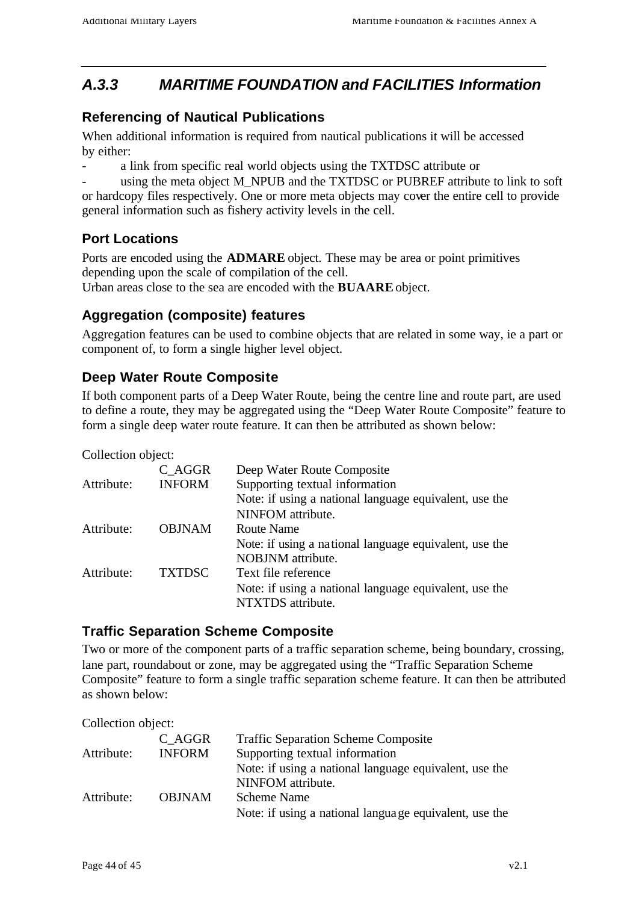## *A.3.3 MARITIME FOUNDATION and FACILITIES Information*

### Referencing of Nautical Publications

When additional information is required from nautical publications it will be accessed by either:

- a link from specific real world objects using the TXTDSC attribute or
- using the meta object M_NPUB and the TXTDSC or PUBREF attribute to link to soft or hardcopy files respectively. One or more meta objects may cover the entire cell to provide general information such as fishery activity levels in the cell.

### Port Locations

Ports are encoded using the **ADMARE** object. These may be area or point primitives depending upon the scale of compilation of the cell.
Urban areas close to the sea are encoded with the **BUAARE** object.

### Aggregation (composite) features

Aggregation features can be used to combine objects that are related in some way, ie a part or component of, to form a single higher level object.

### Deep Water Route Composite

If both component parts of a Deep Water Route, being the centre line and route part, are used to define a route, they may be aggregated using the "Deep Water Route Composite" feature to form a single deep water route feature. It can then be attributed as shown below:

Collection object:

| | | |
|---|---|---|
| | C_AGGR | Deep Water Route Composite |
| Attribute: | INFORM | Supporting textual information<br>Note: if using a national language equivalent, use the NINFOM attribute. |
| Attribute: | OBJNAM | Route Name<br>Note: if using a national language equivalent, use the NOBJNM attribute. |
| Attribute: | TXTDSC | Text file reference<br>Note: if using a national language equivalent, use the NTXTDS attribute. |

### Traffic Separation Scheme Composite

Two or more of the component parts of a traffic separation scheme, being boundary, crossing, lane part, roundabout or zone, may be aggregated using the "Traffic Separation Scheme Composite" feature to form a single traffic separation scheme feature. It can then be attributed as shown below:

Collection object:

| | | |
|---|---|---|
| | C_AGGR | Traffic Separation Scheme Composite |
| Attribute: | INFORM | Supporting textual information<br>Note: if using a national language equivalent, use the NINFOM attribute. |
| Attribute: | OBJNAM | Scheme Name<br>Note: if using a national language equivalent, use the |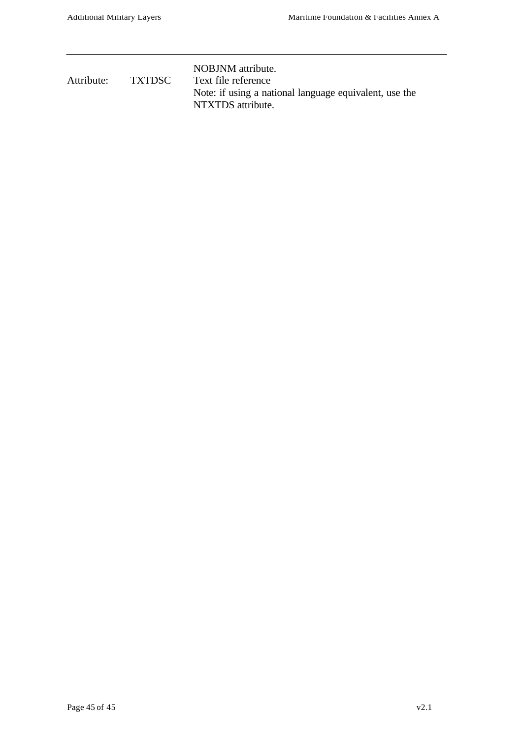NOBJNM attribute.

| | | |
|---|---|---|
| Attribute: | TXTDSC | Text file reference<br>Note: if using a national language equivalent, use the NTXTDS attribute. |